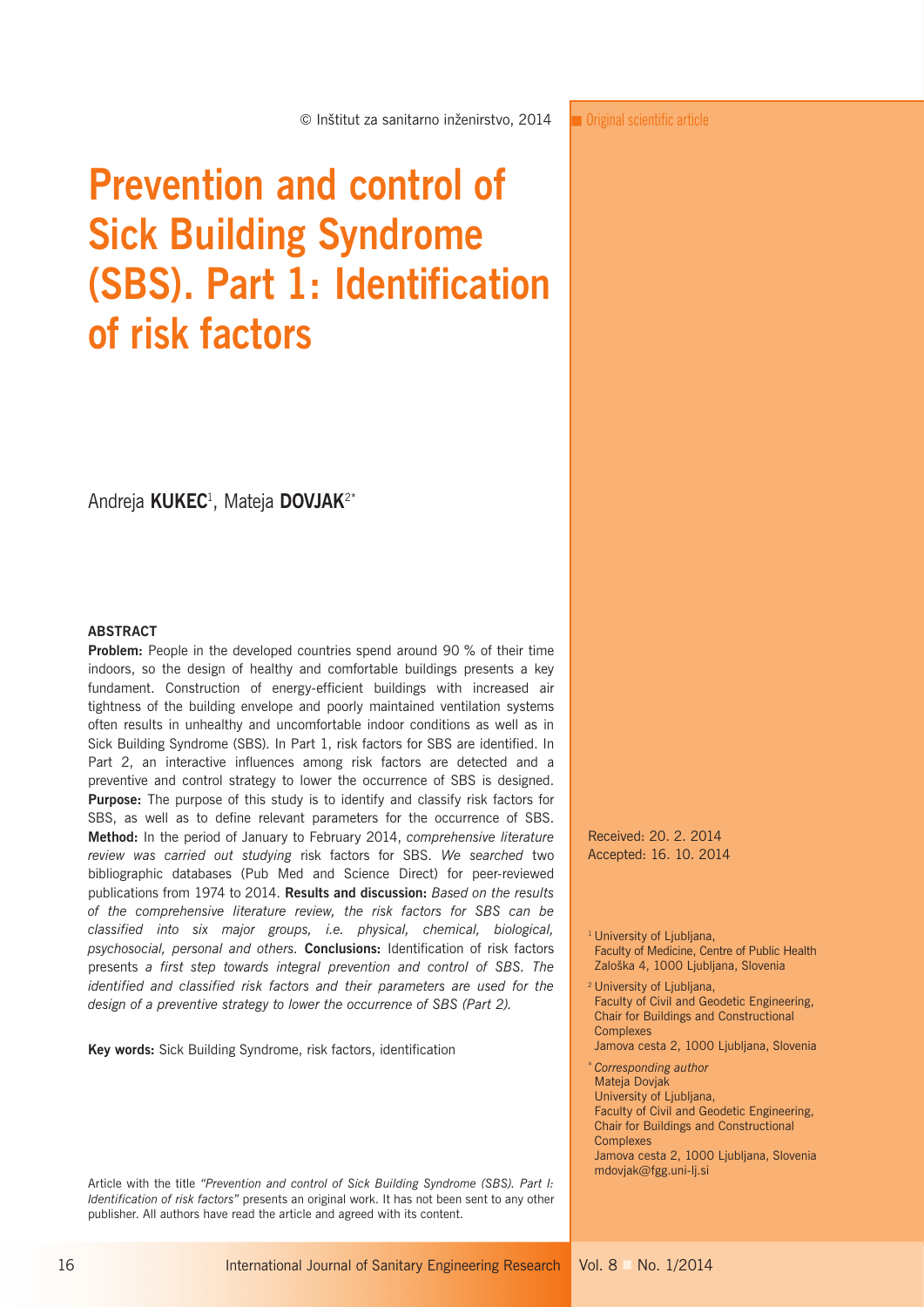© Inštitut za sanitarno inženirstvo, 2014

Original scientific article

# Prevention and control of Sick Building Syndrome (SBS). Part 1: Identification of risk factors

Andreja **KUKEC**[1], Mateja **DOVJAK**[2*]

## ABSTRACT

**Problem:** People in the developed countries spend around 90 % of their time indoors, so the design of healthy and comfortable buildings presents a key fundament. Construction of energy-efficient buildings with increased air tightness of the building envelope and poorly maintained ventilation systems often results in unhealthy and uncomfortable indoor conditions as well as in Sick Building Syndrome (SBS). In Part 1, risk factors for SBS are identified. In Part 2, an interactive influences among risk factors are detected and a preventive and control strategy to lower the occurrence of SBS is designed. **Purpose:** The purpose of this study is to identify and classify risk factors for SBS, as well as to define relevant parameters for the occurrence of SBS. **Method:** In the period of January to February 2014, *comprehensive literature review was carried out studying* risk factors for SBS. *We searched* two bibliographic databases (Pub Med and Science Direct) for peer-reviewed publications from 1974 to 2014. **Results and discussion:** *Based on the results of the comprehensive literature review, the risk factors for SBS can be classified into six major groups, i.e. physical, chemical, biological, psychosocial, personal and others.* **Conclusions:** Identification of risk factors presents *a first step towards integral prevention and control of SBS. The identified and classified risk factors and their parameters are used for the design of a preventive strategy to lower the occurrence of SBS (Part 2).*

**Key words:** Sick Building Syndrome, risk factors, identification

Article with the title *"Prevention and control of Sick Building Syndrome (SBS). Part I: Identification of risk factors"* presents an original work. It has not been sent to any other publisher. All authors have read the article and agreed with its content.

Received: 20. 2. 2014
Accepted: 16. 10. 2014

[1] University of Ljubljana,
Faculty of Medicine, Centre of Public Health
Zaloška 4, 1000 Ljubljana, Slovenia

[2] University of Ljubljana,
Faculty of Civil and Geodetic Engineering,
Chair for Buildings and Constructional Complexes
Jamova cesta 2, 1000 Ljubljana, Slovenia

[*] *Corresponding author*
Mateja Dovjak
University of Ljubljana,
Faculty of Civil and Geodetic Engineering,
Chair for Buildings and Constructional Complexes
Jamova cesta 2, 1000 Ljubljana, Slovenia
mdovjak@fgg.uni-lj.si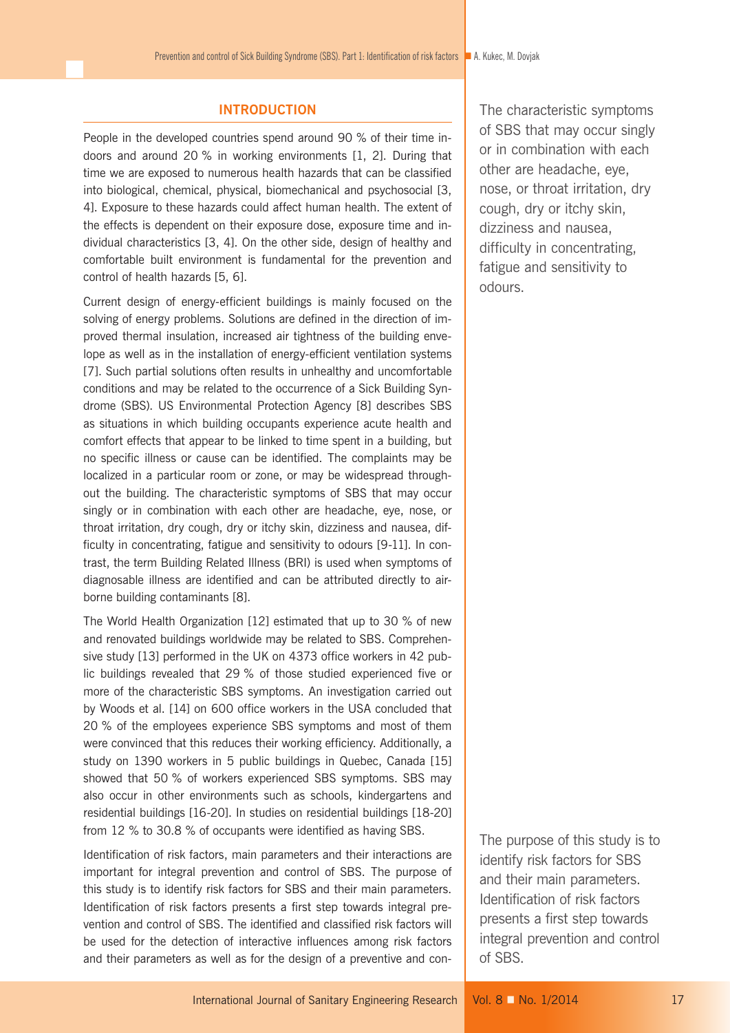## INTRODUCTION

People in the developed countries spend around 90 % of their time indoors and around 20 % in working environments [1, 2]. During that time we are exposed to numerous health hazards that can be classified into biological, chemical, physical, biomechanical and psychosocial [3, 4]. Exposure to these hazards could affect human health. The extent of the effects is dependent on their exposure dose, exposure time and individual characteristics [3, 4]. On the other side, design of healthy and comfortable built environment is fundamental for the prevention and control of health hazards [5, 6].

Current design of energy-efficient buildings is mainly focused on the solving of energy problems. Solutions are defined in the direction of improved thermal insulation, increased air tightness of the building envelope as well as in the installation of energy-efficient ventilation systems [7]. Such partial solutions often results in unhealthy and uncomfortable conditions and may be related to the occurrence of a Sick Building Syndrome (SBS). US Environmental Protection Agency [8] describes SBS as situations in which building occupants experience acute health and comfort effects that appear to be linked to time spent in a building, but no specific illness or cause can be identified. The complaints may be localized in a particular room or zone, or may be widespread throughout the building. The characteristic symptoms of SBS that may occur singly or in combination with each other are headache, eye, nose, or throat irritation, dry cough, dry or itchy skin, dizziness and nausea, difficulty in concentrating, fatigue and sensitivity to odours [9-11]. In contrast, the term Building Related Illness (BRI) is used when symptoms of diagnosable illness are identified and can be attributed directly to airborne building contaminants [8].

The World Health Organization [12] estimated that up to 30 % of new and renovated buildings worldwide may be related to SBS. Comprehensive study [13] performed in the UK on 4373 office workers in 42 public buildings revealed that 29 % of those studied experienced five or more of the characteristic SBS symptoms. An investigation carried out by Woods et al. [14] on 600 office workers in the USA concluded that 20 % of the employees experience SBS symptoms and most of them were convinced that this reduces their working efficiency. Additionally, a study on 1390 workers in 5 public buildings in Quebec, Canada [15] showed that 50 % of workers experienced SBS symptoms. SBS may also occur in other environments such as schools, kindergartens and residential buildings [16-20]. In studies on residential buildings [18-20] from 12 % to 30.8 % of occupants were identified as having SBS.

Identification of risk factors, main parameters and their interactions are important for integral prevention and control of SBS. The purpose of this study is to identify risk factors for SBS and their main parameters. Identification of risk factors presents a first step towards integral prevention and control of SBS. The identified and classified risk factors will be used for the detection of interactive influences among risk factors and their parameters as well as for the design of a preventive and con-

The characteristic symptoms of SBS that may occur singly or in combination with each other are headache, eye, nose, or throat irritation, dry cough, dry or itchy skin, dizziness and nausea, difficulty in concentrating, fatigue and sensitivity to odours.

The purpose of this study is to identify risk factors for SBS and their main parameters. Identification of risk factors presents a first step towards integral prevention and control of SBS.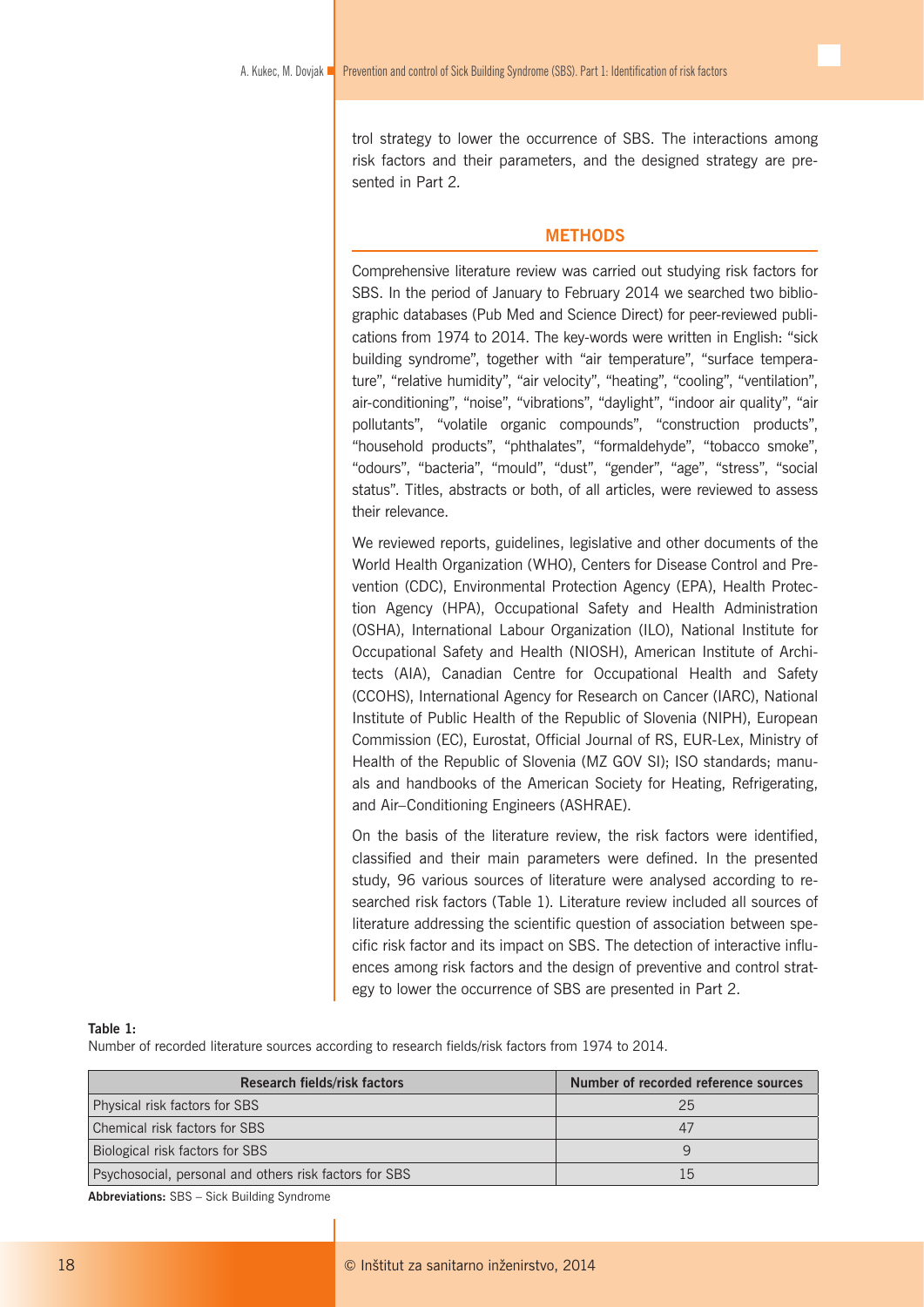trol strategy to lower the occurrence of SBS. The interactions among risk factors and their parameters, and the designed strategy are presented in Part 2.

## METHODS

Comprehensive literature review was carried out studying risk factors for SBS. In the period of January to February 2014 we searched two bibliographic databases (Pub Med and Science Direct) for peer-reviewed publications from 1974 to 2014. The key-words were written in English: "sick building syndrome", together with "air temperature", "surface temperature", "relative humidity", "air velocity", "heating", "cooling", "ventilation", air-conditioning", "noise", "vibrations", "daylight", "indoor air quality", "air pollutants", "volatile organic compounds", "construction products", "household products", "phthalates", "formaldehyde", "tobacco smoke", "odours", "bacteria", "mould", "dust", "gender", "age", "stress", "social status". Titles, abstracts or both, of all articles, were reviewed to assess their relevance.

We reviewed reports, guidelines, legislative and other documents of the World Health Organization (WHO), Centers for Disease Control and Prevention (CDC), Environmental Protection Agency (EPA), Health Protection Agency (HPA), Occupational Safety and Health Administration (OSHA), International Labour Organization (ILO), National Institute for Occupational Safety and Health (NIOSH), American Institute of Architects (AIA), Canadian Centre for Occupational Health and Safety (CCOHS), International Agency for Research on Cancer (IARC), National Institute of Public Health of the Republic of Slovenia (NIPH), European Commission (EC), Eurostat, Official Journal of RS, EUR-Lex, Ministry of Health of the Republic of Slovenia (MZ GOV SI); ISO standards; manuals and handbooks of the American Society for Heating, Refrigerating, and Air–Conditioning Engineers (ASHRAE).

On the basis of the literature review, the risk factors were identified, classified and their main parameters were defined. In the presented study, 96 various sources of literature were analysed according to researched risk factors (Table 1). Literature review included all sources of literature addressing the scientific question of association between specific risk factor and its impact on SBS. The detection of interactive influences among risk factors and the design of preventive and control strategy to lower the occurrence of SBS are presented in Part 2.

**Table 1:**
Number of recorded literature sources according to research fields/risk factors from 1974 to 2014.

| Research fields/risk factors | Number of recorded reference sources |
|---|---|
| Physical risk factors for SBS | 25 |
| Chemical risk factors for SBS | 47 |
| Biological risk factors for SBS | 9 |
| Psychosocial, personal and others risk factors for SBS | 15 |

**Abbreviations:** SBS – Sick Building Syndrome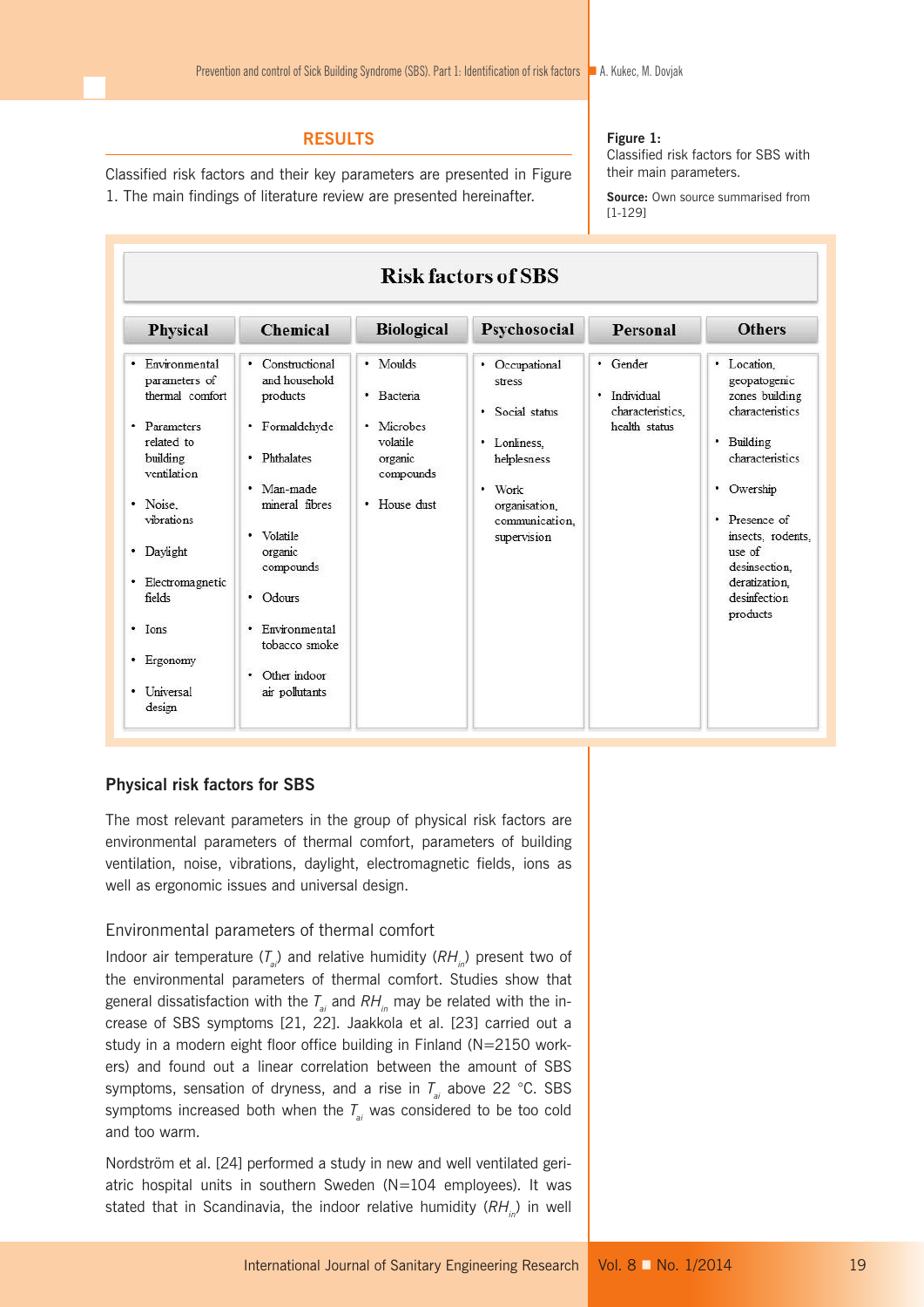## RESULTS

Classified risk factors and their key parameters are presented in Figure 1. The main findings of literature review are presented hereinafter.

**Figure 1:** Classified risk factors for SBS with their main parameters.

**Source:** Own source summarised from [1-129]

| Risk factors of SBS | | | | | |
|---|---|---|---|---|---|
| **Physical** | **Chemical** | **Biological** | **Psychosocial** | **Personal** | **Others** |
| • Environmental parameters of thermal comfort<br>• Parameters related to building ventilation<br>• Noise, vibrations<br>• Daylight<br>• Electromagnetic fields<br>• Ions<br>• Ergonomy<br>• Universal design | • Constructional and household products<br>• Formaldehyde<br>• Phthalates<br>• Man-made mineral fibres<br>• Volatile organic compounds<br>• Odours<br>• Environmental tobacco smoke<br>• Other indoor air pollutants | • Moulds<br>• Bacteria<br>• Microbes volatile organic compounds<br>• House dust | • Occupational stress<br>• Social status<br>• Lonliness, helplessness<br>• Work organisation, communication, supervision | • Gender<br>• Individual characteristics, health status | • Location, geopatogenic zones building characteristics<br>• Building characteristics<br>• Owership<br>• Presence of insects, rodents, use of desinsection, deratization, desinfection products |

### Physical risk factors for SBS

The most relevant parameters in the group of physical risk factors are environmental parameters of thermal comfort, parameters of building ventilation, noise, vibrations, daylight, electromagnetic fields, ions as well as ergonomic issues and universal design.

#### Environmental parameters of thermal comfort

Indoor air temperature ($T_{ai}$) and relative humidity ($RH_{in}$) present two of the environmental parameters of thermal comfort. Studies show that general dissatisfaction with the $T_{ai}$ and $RH_{in}$ may be related with the increase of SBS symptoms [21, 22]. Jaakkola et al. [23] carried out a study in a modern eight floor office building in Finland (N=2150 workers) and found out a linear correlation between the amount of SBS symptoms, sensation of dryness, and a rise in $T_{ai}$ above 22 °C. SBS symptoms increased both when the $T_{ai}$ was considered to be too cold and too warm.

Nordström et al. [24] performed a study in new and well ventilated geriatric hospital units in southern Sweden (N=104 employees). It was stated that in Scandinavia, the indoor relative humidity ($RH_{in}$) in well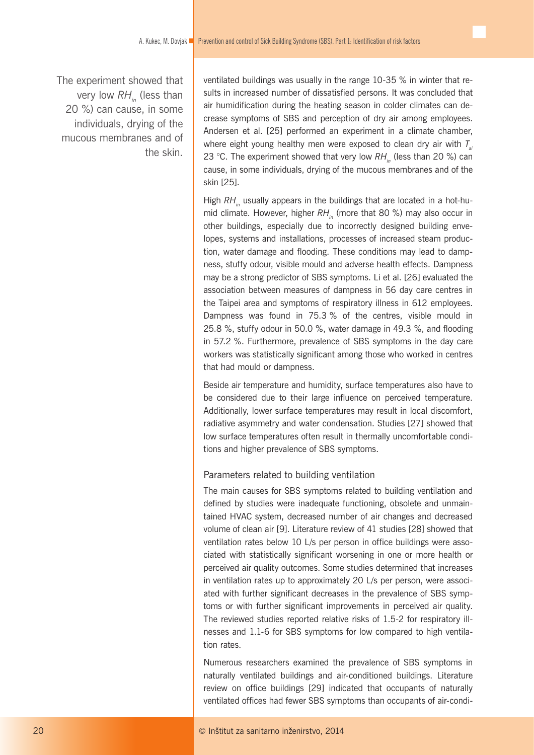The experiment showed that very low $RH_{in}$ (less than 20 %) can cause, in some individuals, drying of the mucous membranes and of the skin.

ventilated buildings was usually in the range 10-35 % in winter that results in increased number of dissatisfied persons. It was concluded that air humidification during the heating season in colder climates can decrease symptoms of SBS and perception of dry air among employees. Andersen et al. [25] performed an experiment in a climate chamber, where eight young healthy men were exposed to clean dry air with $T_{ai}$ 23 °C. The experiment showed that very low $RH_{in}$ (less than 20 %) can cause, in some individuals, drying of the mucous membranes and of the skin [25].

High $RH_{in}$ usually appears in the buildings that are located in a hot-humid climate. However, higher $RH_{in}$ (more that 80 %) may also occur in other buildings, especially due to incorrectly designed building envelopes, systems and installations, processes of increased steam production, water damage and flooding. These conditions may lead to dampness, stuffy odour, visible mould and adverse health effects. Dampness may be a strong predictor of SBS symptoms. Li et al. [26] evaluated the association between measures of dampness in 56 day care centres in the Taipei area and symptoms of respiratory illness in 612 employees. Dampness was found in 75.3 % of the centres, visible mould in 25.8 %, stuffy odour in 50.0 %, water damage in 49.3 %, and flooding in 57.2 %. Furthermore, prevalence of SBS symptoms in the day care workers was statistically significant among those who worked in centres that had mould or dampness.

Beside air temperature and humidity, surface temperatures also have to be considered due to their large influence on perceived temperature. Additionally, lower surface temperatures may result in local discomfort, radiative asymmetry and water condensation. Studies [27] showed that low surface temperatures often result in thermally uncomfortable conditions and higher prevalence of SBS symptoms.

### Parameters related to building ventilation

The main causes for SBS symptoms related to building ventilation and defined by studies were inadequate functioning, obsolete and unmaintained HVAC system, decreased number of air changes and decreased volume of clean air [9]. Literature review of 41 studies [28] showed that ventilation rates below 10 L/s per person in office buildings were associated with statistically significant worsening in one or more health or perceived air quality outcomes. Some studies determined that increases in ventilation rates up to approximately 20 L/s per person, were associated with further significant decreases in the prevalence of SBS symptoms or with further significant improvements in perceived air quality. The reviewed studies reported relative risks of 1.5-2 for respiratory illnesses and 1.1-6 for SBS symptoms for low compared to high ventilation rates.

Numerous researchers examined the prevalence of SBS symptoms in naturally ventilated buildings and air-conditioned buildings. Literature review on office buildings [29] indicated that occupants of naturally ventilated offices had fewer SBS symptoms than occupants of air-condi-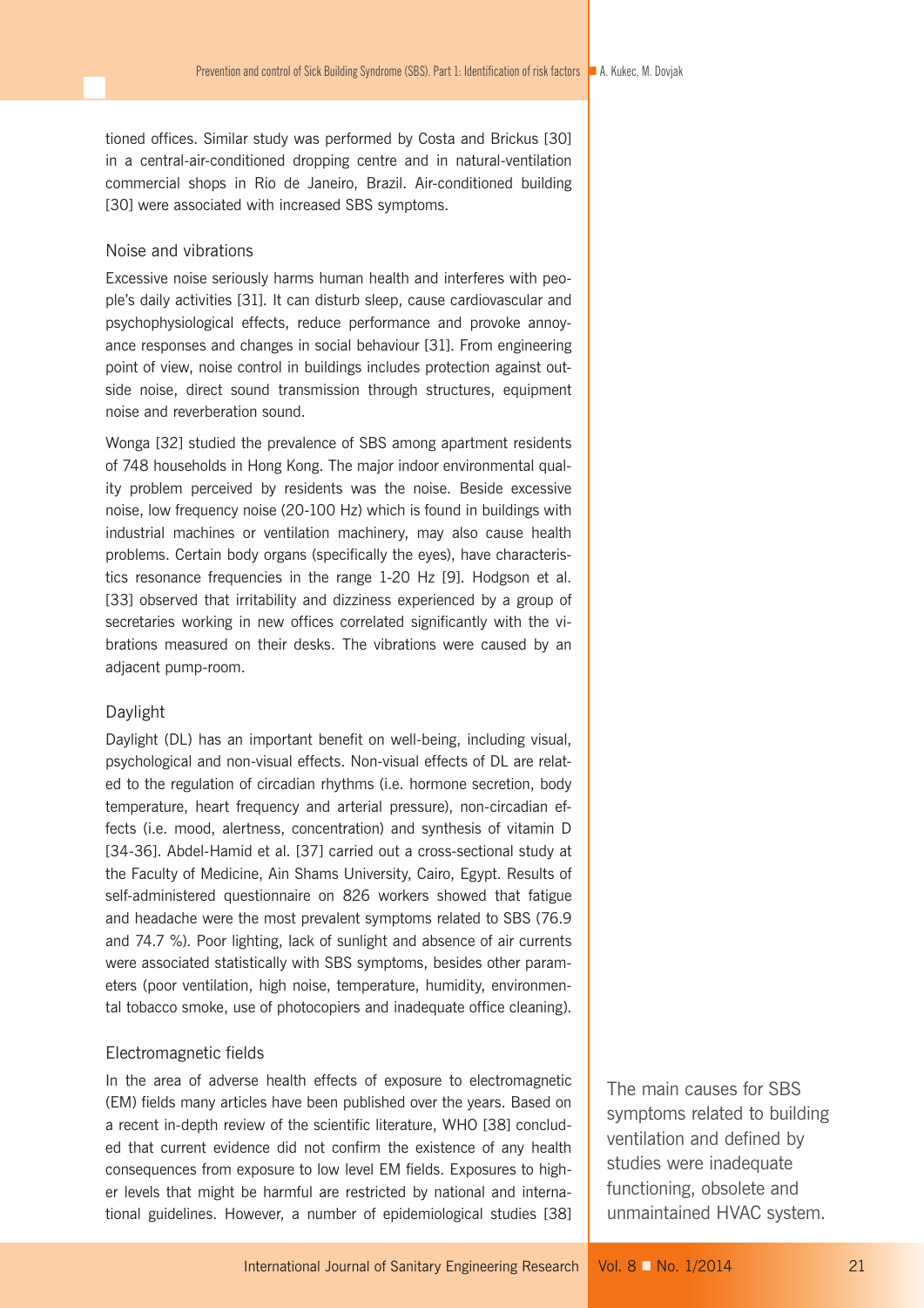tioned offices. Similar study was performed by Costa and Brickus [30] in a central-air-conditioned dropping centre and in natural-ventilation commercial shops in Rio de Janeiro, Brazil. Air-conditioned building [30] were associated with increased SBS symptoms.

### Noise and vibrations

Excessive noise seriously harms human health and interferes with people's daily activities [31]. It can disturb sleep, cause cardiovascular and psychophysiological effects, reduce performance and provoke annoyance responses and changes in social behaviour [31]. From engineering point of view, noise control in buildings includes protection against outside noise, direct sound transmission through structures, equipment noise and reverberation sound.

Wonga [32] studied the prevalence of SBS among apartment residents of 748 households in Hong Kong. The major indoor environmental quality problem perceived by residents was the noise. Beside excessive noise, low frequency noise (20-100 Hz) which is found in buildings with industrial machines or ventilation machinery, may also cause health problems. Certain body organs (specifically the eyes), have characteristics resonance frequencies in the range 1-20 Hz [9]. Hodgson et al. [33] observed that irritability and dizziness experienced by a group of secretaries working in new offices correlated significantly with the vibrations measured on their desks. The vibrations were caused by an adjacent pump-room.

### Daylight

Daylight (DL) has an important benefit on well-being, including visual, psychological and non-visual effects. Non-visual effects of DL are related to the regulation of circadian rhythms (i.e. hormone secretion, body temperature, heart frequency and arterial pressure), non-circadian effects (i.e. mood, alertness, concentration) and synthesis of vitamin D [34-36]. Abdel-Hamid et al. [37] carried out a cross-sectional study at the Faculty of Medicine, Ain Shams University, Cairo, Egypt. Results of self-administered questionnaire on 826 workers showed that fatigue and headache were the most prevalent symptoms related to SBS (76.9 and 74.7 %). Poor lighting, lack of sunlight and absence of air currents were associated statistically with SBS symptoms, besides other parameters (poor ventilation, high noise, temperature, humidity, environmental tobacco smoke, use of photocopiers and inadequate office cleaning).

### Electromagnetic fields

In the area of adverse health effects of exposure to electromagnetic (EM) fields many articles have been published over the years. Based on a recent in-depth review of the scientific literature, WHO [38] concluded that current evidence did not confirm the existence of any health consequences from exposure to low level EM fields. Exposures to higher levels that might be harmful are restricted by national and international guidelines. However, a number of epidemiological studies [38]

The main causes for SBS symptoms related to building ventilation and defined by studies were inadequate functioning, obsolete and unmaintained HVAC system.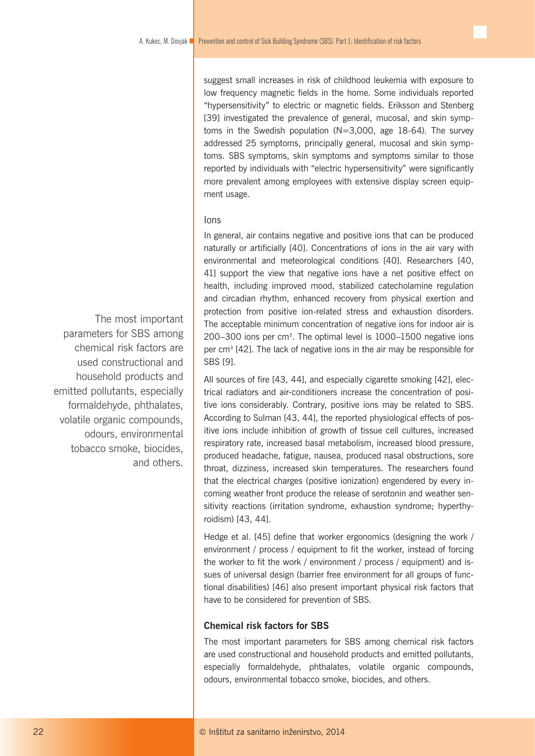suggest small increases in risk of childhood leukemia with exposure to low frequency magnetic fields in the home. Some individuals reported "hypersensitivity" to electric or magnetic fields. Eriksson and Stenberg [39] investigated the prevalence of general, mucosal, and skin symptoms in the Swedish population (N=3,000, age 18-64). The survey addressed 25 symptoms, principally general, mucosal and skin symptoms. SBS symptoms, skin symptoms and symptoms similar to those reported by individuals with "electric hypersensitivity" were significantly more prevalent among employees with extensive display screen equipment usage.

Ions

In general, air contains negative and positive ions that can be produced naturally or artificially [40]. Concentrations of ions in the air vary with environmental and meteorological conditions [40]. Researchers [40, 41] support the view that negative ions have a net positive effect on health, including improved mood, stabilized catecholamine regulation and circadian rhythm, enhanced recovery from physical exertion and protection from positive ion-related stress and exhaustion disorders. The acceptable minimum concentration of negative ions for indoor air is 200–300 ions per $cm^3$. The optimal level is 1000–1500 negative ions per $cm^3$ [42]. The lack of negative ions in the air may be responsible for SBS [9].

All sources of fire [43, 44], and especially cigarette smoking [42], electrical radiators and air-conditioners increase the concentration of positive ions considerably. Contrary, positive ions may be related to SBS. According to Sulman [43, 44], the reported physiological effects of positive ions include inhibition of growth of tissue cell cultures, increased respiratory rate, increased basal metabolism, increased blood pressure, produced headache, fatigue, nausea, produced nasal obstructions, sore throat, dizziness, increased skin temperatures. The researchers found that the electrical charges (positive ionization) engendered by every incoming weather front produce the release of serotonin and weather sensitivity reactions (irritation syndrome, exhaustion syndrome; hyperthyroidism) [43, 44].

Hedge et al. [45] define that worker ergonomics (designing the work / environment / process / equipment to fit the worker, instead of forcing the worker to fit the work / environment / process / equipment) and issues of universal design (barrier free environment for all groups of functional disabilities) [46] also present important physical risk factors that have to be considered for prevention of SBS.

> The most important parameters for SBS among chemical risk factors are used constructional and household products and emitted pollutants, especially formaldehyde, phthalates, volatile organic compounds, odours, environmental tobacco smoke, biocides, and others.

**Chemical risk factors for SBS**

The most important parameters for SBS among chemical risk factors are used constructional and household products and emitted pollutants, especially formaldehyde, phthalates, volatile organic compounds, odours, environmental tobacco smoke, biocides, and others.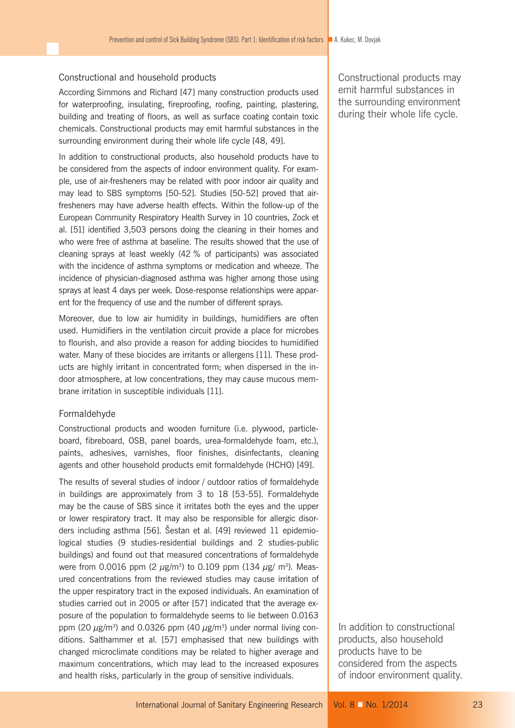## Constructional and household products

According Simmons and Richard [47] many construction products used for waterproofing, insulating, fireproofing, roofing, painting, plastering, building and treating of floors, as well as surface coating contain toxic chemicals. Constructional products may emit harmful substances in the surrounding environment during their whole life cycle [48, 49].

In addition to constructional products, also household products have to be considered from the aspects of indoor environment quality. For example, use of air-fresheners may be related with poor indoor air quality and may lead to SBS symptoms [50-52]. Studies [50-52] proved that air-fresheners may have adverse health effects. Within the follow-up of the European Community Respiratory Health Survey in 10 countries, Zock et al. [51] identified 3,503 persons doing the cleaning in their homes and who were free of asthma at baseline. The results showed that the use of cleaning sprays at least weekly (42 % of participants) was associated with the incidence of asthma symptoms or medication and wheeze. The incidence of physician-diagnosed asthma was higher among those using sprays at least 4 days per week. Dose-response relationships were apparent for the frequency of use and the number of different sprays.

Moreover, due to low air humidity in buildings, humidifiers are often used. Humidifiers in the ventilation circuit provide a place for microbes to flourish, and also provide a reason for adding biocides to humidified water. Many of these biocides are irritants or allergens [11]. These products are highly irritant in concentrated form; when dispersed in the indoor atmosphere, at low concentrations, they may cause mucous membrane irritation in susceptible individuals [11].

Constructional products may emit harmful substances in the surrounding environment during their whole life cycle.

## Formaldehyde

Constructional products and wooden furniture (i.e. plywood, particleboard, fibreboard, OSB, panel boards, urea-formaldehyde foam, etc.), paints, adhesives, varnishes, floor finishes, disinfectants, cleaning agents and other household products emit formaldehyde (HCHO) [49].

The results of several studies of indoor / outdoor ratios of formaldehyde in buildings are approximately from 3 to 18 [53-55]. Formaldehyde may be the cause of SBS since it irritates both the eyes and the upper or lower respiratory tract. It may also be responsible for allergic disorders including asthma [56]. Šestan et al. [49] reviewed 11 epidemiological studies (9 studies-residential buildings and 2 studies-public buildings) and found out that measured concentrations of formaldehyde were from 0.0016 ppm (2 $\mu g/m^3$) to 0.109 ppm (134 $\mu g/m^3$). Measured concentrations from the reviewed studies may cause irritation of the upper respiratory tract in the exposed individuals. An examination of studies carried out in 2005 or after [57] indicated that the average exposure of the population to formaldehyde seems to lie between 0.0163 ppm (20 $\mu g/m^3$) and 0.0326 ppm (40 $\mu g/m^3$) under normal living conditions. Salthammer et al. [57] emphasised that new buildings with changed microclimate conditions may be related to higher average and maximum concentrations, which may lead to the increased exposures and health risks, particularly in the group of sensitive individuals.

In addition to constructional products, also household products have to be considered from the aspects of indoor environment quality.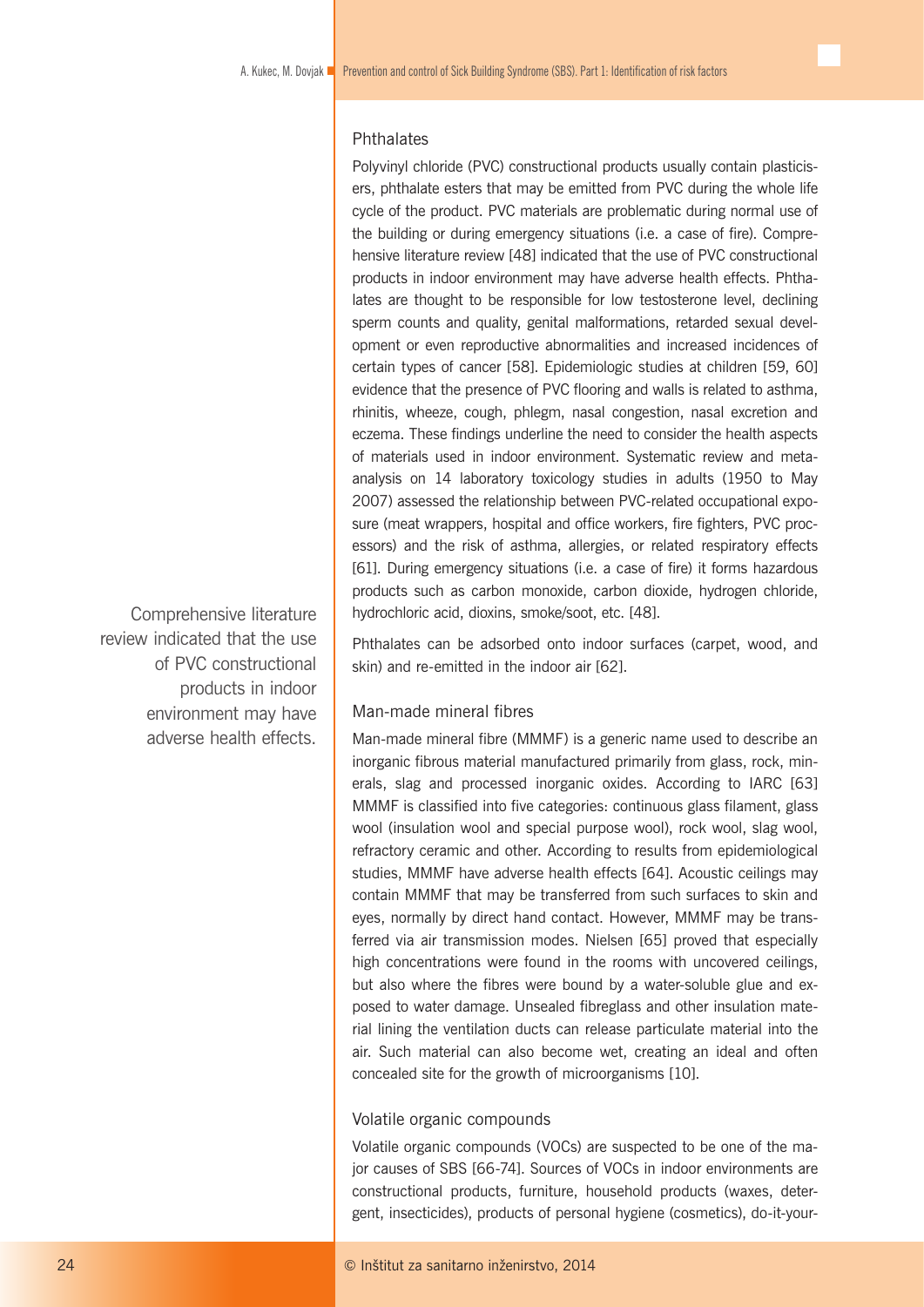### Phthalates

Polyvinyl chloride (PVC) constructional products usually contain plasticisers, phthalate esters that may be emitted from PVC during the whole life cycle of the product. PVC materials are problematic during normal use of the building or during emergency situations (i.e. a case of fire). Comprehensive literature review [48] indicated that the use of PVC constructional products in indoor environment may have adverse health effects. Phthalates are thought to be responsible for low testosterone level, declining sperm counts and quality, genital malformations, retarded sexual development or even reproductive abnormalities and increased incidences of certain types of cancer [58]. Epidemiologic studies at children [59, 60] evidence that the presence of PVC flooring and walls is related to asthma, rhinitis, wheeze, cough, phlegm, nasal congestion, nasal excretion and eczema. These findings underline the need to consider the health aspects of materials used in indoor environment. Systematic review and meta-analysis on 14 laboratory toxicology studies in adults (1950 to May 2007) assessed the relationship between PVC-related occupational exposure (meat wrappers, hospital and office workers, fire fighters, PVC processors) and the risk of asthma, allergies, or related respiratory effects [61]. During emergency situations (i.e. a case of fire) it forms hazardous products such as carbon monoxide, carbon dioxide, hydrogen chloride, hydrochloric acid, dioxins, smoke/soot, etc. [48].

> Comprehensive literature review indicated that the use of PVC constructional products in indoor environment may have adverse health effects.

Phthalates can be adsorbed onto indoor surfaces (carpet, wood, and skin) and re-emitted in the indoor air [62].

### Man-made mineral fibres

Man-made mineral fibre (MMMF) is a generic name used to describe an inorganic fibrous material manufactured primarily from glass, rock, minerals, slag and processed inorganic oxides. According to IARC [63] MMMF is classified into five categories: continuous glass filament, glass wool (insulation wool and special purpose wool), rock wool, slag wool, refractory ceramic and other. According to results from epidemiological studies, MMMF have adverse health effects [64]. Acoustic ceilings may contain MMMF that may be transferred from such surfaces to skin and eyes, normally by direct hand contact. However, MMMF may be transferred via air transmission modes. Nielsen [65] proved that especially high concentrations were found in the rooms with uncovered ceilings, but also where the fibres were bound by a water-soluble glue and exposed to water damage. Unsealed fibreglass and other insulation material lining the ventilation ducts can release particulate material into the air. Such material can also become wet, creating an ideal and often concealed site for the growth of microorganisms [10].

### Volatile organic compounds

Volatile organic compounds (VOCs) are suspected to be one of the major causes of SBS [66-74]. Sources of VOCs in indoor environments are constructional products, furniture, household products (waxes, detergent, insecticides), products of personal hygiene (cosmetics), do-it-your-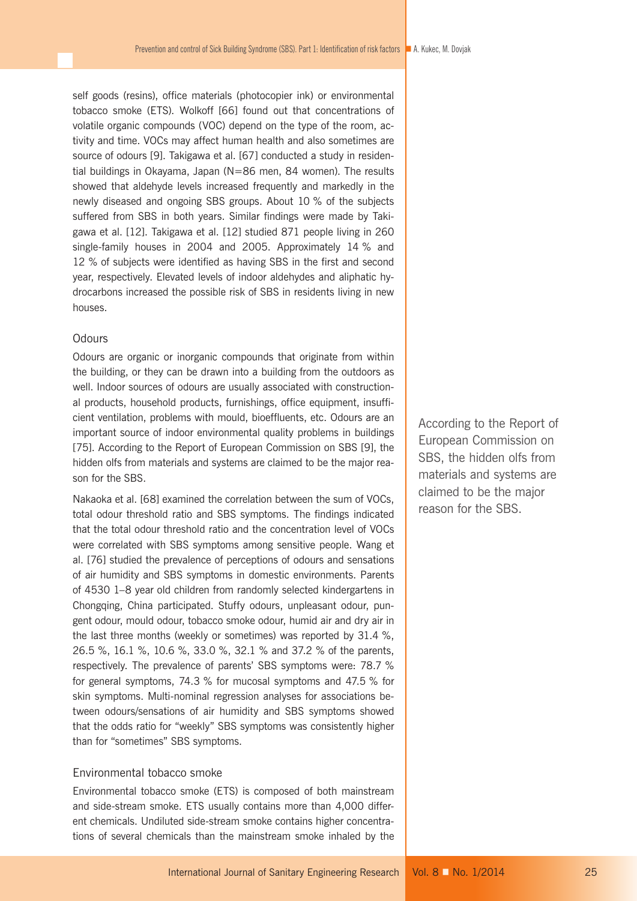self goods (resins), office materials (photocopier ink) or environmental tobacco smoke (ETS). Wolkoff [66] found out that concentrations of volatile organic compounds (VOC) depend on the type of the room, activity and time. VOCs may affect human health and also sometimes are source of odours [9]. Takigawa et al. [67] conducted a study in residential buildings in Okayama, Japan (N=86 men, 84 women). The results showed that aldehyde levels increased frequently and markedly in the newly diseased and ongoing SBS groups. About 10 % of the subjects suffered from SBS in both years. Similar findings were made by Takigawa et al. [12]. Takigawa et al. [12] studied 871 people living in 260 single-family houses in 2004 and 2005. Approximately 14 % and 12 % of subjects were identified as having SBS in the first and second year, respectively. Elevated levels of indoor aldehydes and aliphatic hydrocarbons increased the possible risk of SBS in residents living in new houses.

### Odours

Odours are organic or inorganic compounds that originate from within the building, or they can be drawn into a building from the outdoors as well. Indoor sources of odours are usually associated with constructional products, household products, furnishings, office equipment, insufficient ventilation, problems with mould, bioeffluents, etc. Odours are an important source of indoor environmental quality problems in buildings [75]. According to the Report of European Commission on SBS [9], the hidden olfs from materials and systems are claimed to be the major reason for the SBS.

According to the Report of European Commission on SBS, the hidden olfs from materials and systems are claimed to be the major reason for the SBS.

Nakaoka et al. [68] examined the correlation between the sum of VOCs, total odour threshold ratio and SBS symptoms. The findings indicated that the total odour threshold ratio and the concentration level of VOCs were correlated with SBS symptoms among sensitive people. Wang et al. [76] studied the prevalence of perceptions of odours and sensations of air humidity and SBS symptoms in domestic environments. Parents of 4530 1–8 year old children from randomly selected kindergartens in Chongqing, China participated. Stuffy odours, unpleasant odour, pungent odour, mould odour, tobacco smoke odour, humid air and dry air in the last three months (weekly or sometimes) was reported by 31.4 %, 26.5 %, 16.1 %, 10.6 %, 33.0 %, 32.1 % and 37.2 % of the parents, respectively. The prevalence of parents' SBS symptoms were: 78.7 % for general symptoms, 74.3 % for mucosal symptoms and 47.5 % for skin symptoms. Multi-nominal regression analyses for associations between odours/sensations of air humidity and SBS symptoms showed that the odds ratio for "weekly" SBS symptoms was consistently higher than for "sometimes" SBS symptoms.

### Environmental tobacco smoke

Environmental tobacco smoke (ETS) is composed of both mainstream and side-stream smoke. ETS usually contains more than 4,000 different chemicals. Undiluted side-stream smoke contains higher concentrations of several chemicals than the mainstream smoke inhaled by the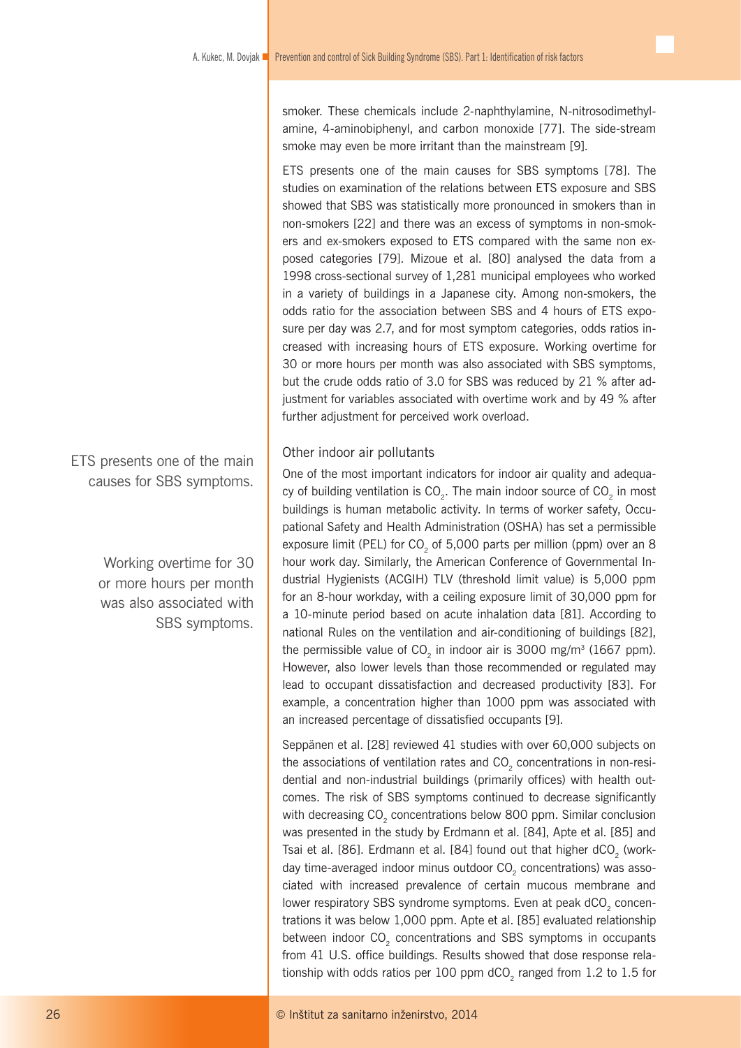smoker. These chemicals include 2-naphthylamine, N-nitrosodimethylamine, 4-aminobiphenyl, and carbon monoxide [77]. The side-stream smoke may even be more irritant than the mainstream [9].

ETS presents one of the main causes for SBS symptoms [78]. The studies on examination of the relations between ETS exposure and SBS showed that SBS was statistically more pronounced in smokers than in non-smokers [22] and there was an excess of symptoms in non-smokers and ex-smokers exposed to ETS compared with the same non exposed categories [79]. Mizoue et al. [80] analysed the data from a 1998 cross-sectional survey of 1,281 municipal employees who worked in a variety of buildings in a Japanese city. Among non-smokers, the odds ratio for the association between SBS and 4 hours of ETS exposure per day was 2.7, and for most symptom categories, odds ratios increased with increasing hours of ETS exposure. Working overtime for 30 or more hours per month was also associated with SBS symptoms, but the crude odds ratio of 3.0 for SBS was reduced by 21 % after adjustment for variables associated with overtime work and by 49 % after further adjustment for perceived work overload.

ETS presents one of the main causes for SBS symptoms.

Working overtime for 30 or more hours per month was also associated with SBS symptoms.

### Other indoor air pollutants

One of the most important indicators for indoor air quality and adequacy of building ventilation is $CO_2$. The main indoor source of $CO_2$ in most buildings is human metabolic activity. In terms of worker safety, Occupational Safety and Health Administration (OSHA) has set a permissible exposure limit (PEL) for $CO_2$ of 5,000 parts per million (ppm) over an 8 hour work day. Similarly, the American Conference of Governmental Industrial Hygienists (ACGIH) TLV (threshold limit value) is 5,000 ppm for an 8-hour workday, with a ceiling exposure limit of 30,000 ppm for a 10-minute period based on acute inhalation data [81]. According to national Rules on the ventilation and air-conditioning of buildings [82], the permissible value of $CO_2$ in indoor air is 3000 mg/m$^3$ (1667 ppm). However, also lower levels than those recommended or regulated may lead to occupant dissatisfaction and decreased productivity [83]. For example, a concentration higher than 1000 ppm was associated with an increased percentage of dissatisfied occupants [9].

Seppänen et al. [28] reviewed 41 studies with over 60,000 subjects on the associations of ventilation rates and $CO_2$ concentrations in non-residential and non-industrial buildings (primarily offices) with health outcomes. The risk of SBS symptoms continued to decrease significantly with decreasing $CO_2$ concentrations below 800 ppm. Similar conclusion was presented in the study by Erdmann et al. [84], Apte et al. [85] and Tsai et al. [86]. Erdmann et al. [84] found out that higher $dCO_2$ (workday time-averaged indoor minus outdoor $CO_2$ concentrations) was associated with increased prevalence of certain mucous membrane and lower respiratory SBS syndrome symptoms. Even at peak $dCO_2$ concentrations it was below 1,000 ppm. Apte et al. [85] evaluated relationship between indoor $CO_2$ concentrations and SBS symptoms in occupants from 41 U.S. office buildings. Results showed that dose response relationship with odds ratios per 100 ppm $dCO_2$ ranged from 1.2 to 1.5 for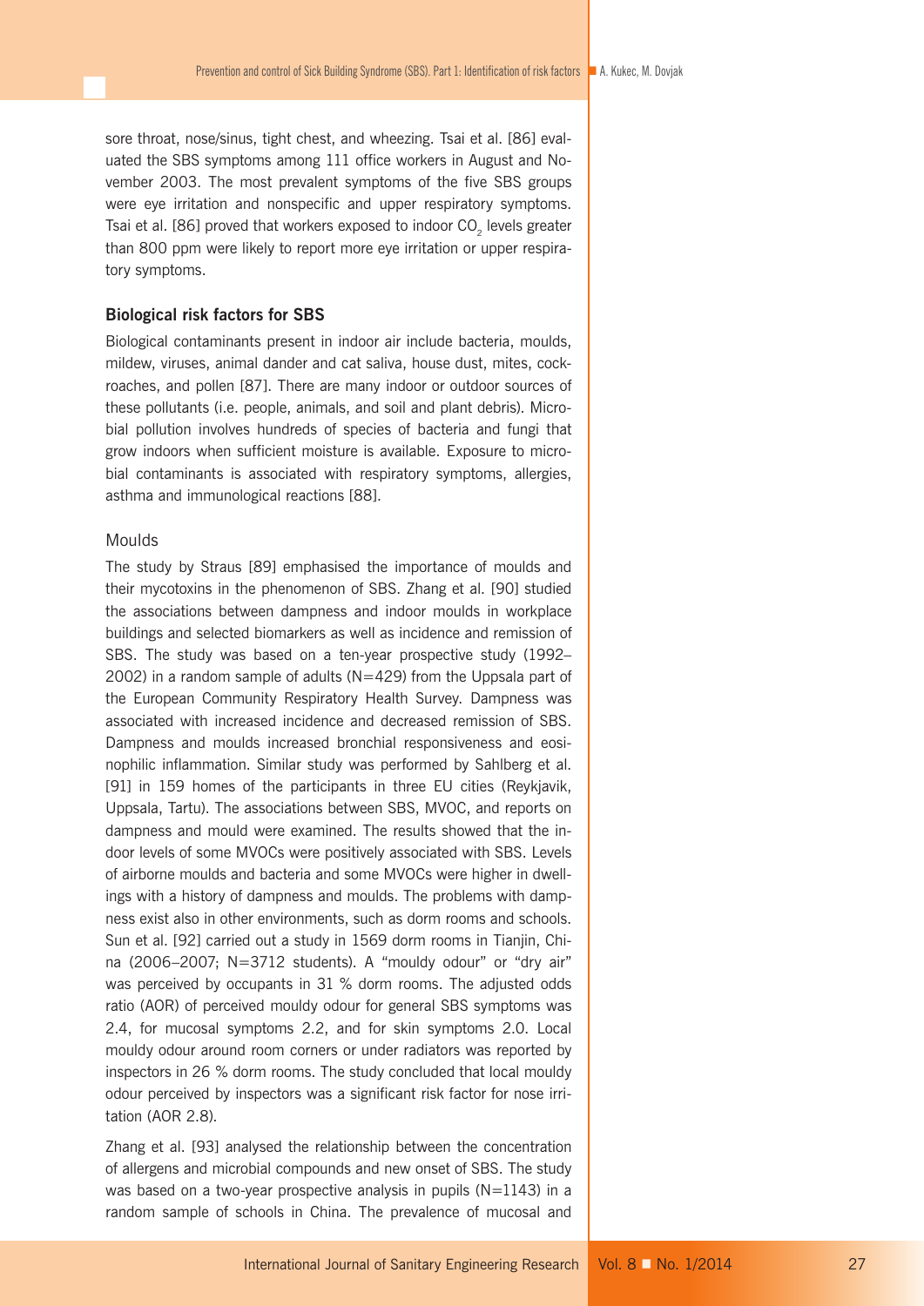sore throat, nose/sinus, tight chest, and wheezing. Tsai et al. [86] evaluated the SBS symptoms among 111 office workers in August and November 2003. The most prevalent symptoms of the five SBS groups were eye irritation and nonspecific and upper respiratory symptoms. Tsai et al. [86] proved that workers exposed to indoor $CO_2$ levels greater than 800 ppm were likely to report more eye irritation or upper respiratory symptoms.

### Biological risk factors for SBS

Biological contaminants present in indoor air include bacteria, moulds, mildew, viruses, animal dander and cat saliva, house dust, mites, cockroaches, and pollen [87]. There are many indoor or outdoor sources of these pollutants (i.e. people, animals, and soil and plant debris). Microbial pollution involves hundreds of species of bacteria and fungi that grow indoors when sufficient moisture is available. Exposure to microbial contaminants is associated with respiratory symptoms, allergies, asthma and immunological reactions [88].

#### Moulds

The study by Straus [89] emphasised the importance of moulds and their mycotoxins in the phenomenon of SBS. Zhang et al. [90] studied the associations between dampness and indoor moulds in workplace buildings and selected biomarkers as well as incidence and remission of SBS. The study was based on a ten-year prospective study (1992–2002) in a random sample of adults (N=429) from the Uppsala part of the European Community Respiratory Health Survey. Dampness was associated with increased incidence and decreased remission of SBS. Dampness and moulds increased bronchial responsiveness and eosinophilic inflammation. Similar study was performed by Sahlberg et al. [91] in 159 homes of the participants in three EU cities (Reykjavik, Uppsala, Tartu). The associations between SBS, MVOC, and reports on dampness and mould were examined. The results showed that the indoor levels of some MVOCs were positively associated with SBS. Levels of airborne moulds and bacteria and some MVOCs were higher in dwellings with a history of dampness and moulds. The problems with dampness exist also in other environments, such as dorm rooms and schools. Sun et al. [92] carried out a study in 1569 dorm rooms in Tianjin, China (2006–2007; N=3712 students). A "mouldy odour" or "dry air" was perceived by occupants in 31 % dorm rooms. The adjusted odds ratio (AOR) of perceived mouldy odour for general SBS symptoms was 2.4, for mucosal symptoms 2.2, and for skin symptoms 2.0. Local mouldy odour around room corners or under radiators was reported by inspectors in 26 % dorm rooms. The study concluded that local mouldy odour perceived by inspectors was a significant risk factor for nose irritation (AOR 2.8).

Zhang et al. [93] analysed the relationship between the concentration of allergens and microbial compounds and new onset of SBS. The study was based on a two-year prospective analysis in pupils (N=1143) in a random sample of schools in China. The prevalence of mucosal and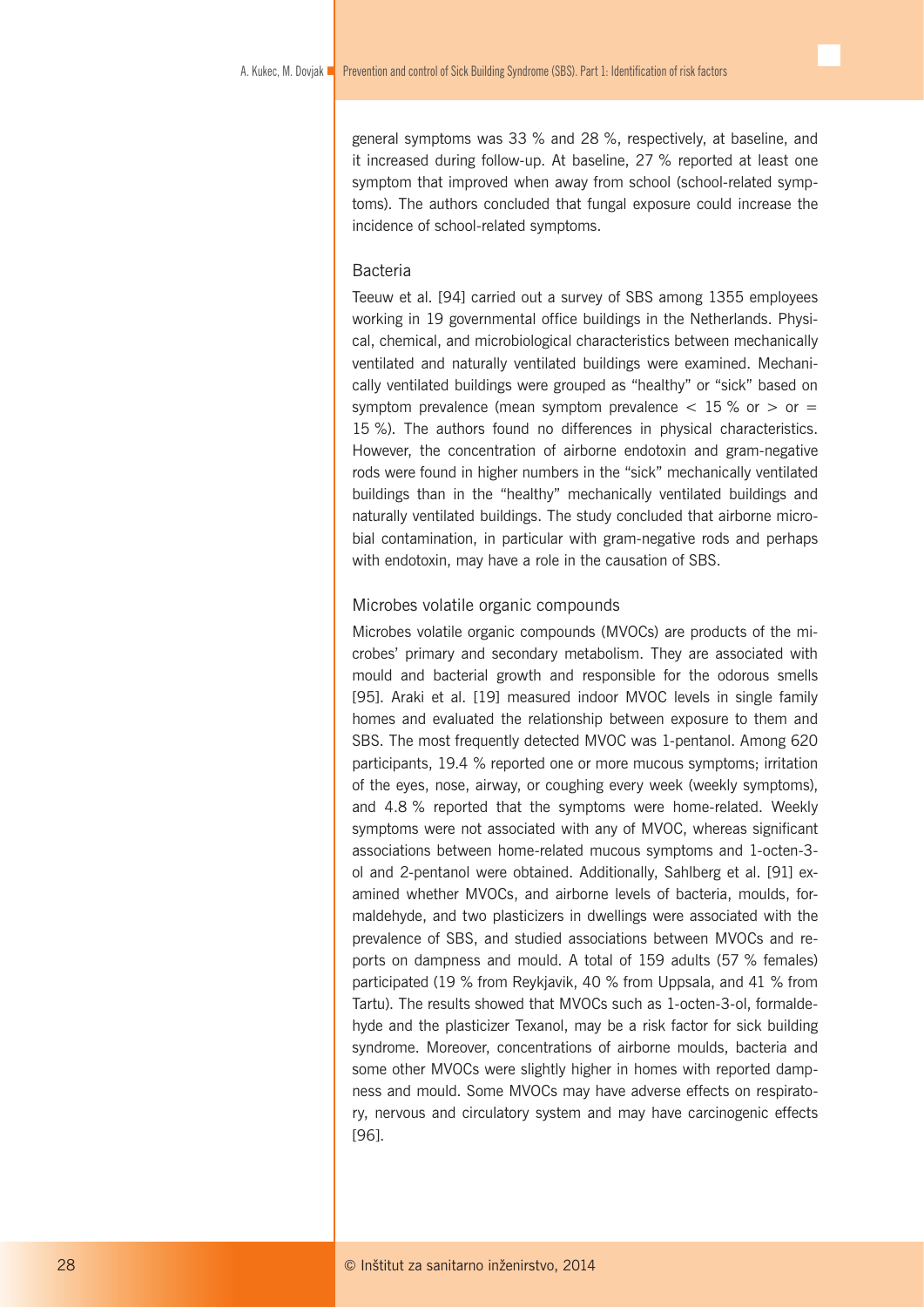general symptoms was 33 % and 28 %, respectively, at baseline, and it increased during follow-up. At baseline, 27 % reported at least one symptom that improved when away from school (school-related symptoms). The authors concluded that fungal exposure could increase the incidence of school-related symptoms.

### Bacteria

Teeuw et al. [94] carried out a survey of SBS among 1355 employees working in 19 governmental office buildings in the Netherlands. Physical, chemical, and microbiological characteristics between mechanically ventilated and naturally ventilated buildings were examined. Mechanically ventilated buildings were grouped as "healthy" or "sick" based on symptom prevalence (mean symptom prevalence < 15 % or > or = 15 %). The authors found no differences in physical characteristics. However, the concentration of airborne endotoxin and gram-negative rods were found in higher numbers in the "sick" mechanically ventilated buildings than in the "healthy" mechanically ventilated buildings and naturally ventilated buildings. The study concluded that airborne microbial contamination, in particular with gram-negative rods and perhaps with endotoxin, may have a role in the causation of SBS.

### Microbes volatile organic compounds

Microbes volatile organic compounds (MVOCs) are products of the microbes' primary and secondary metabolism. They are associated with mould and bacterial growth and responsible for the odorous smells [95]. Araki et al. [19] measured indoor MVOC levels in single family homes and evaluated the relationship between exposure to them and SBS. The most frequently detected MVOC was 1-pentanol. Among 620 participants, 19.4 % reported one or more mucous symptoms; irritation of the eyes, nose, airway, or coughing every week (weekly symptoms), and 4.8 % reported that the symptoms were home-related. Weekly symptoms were not associated with any of MVOC, whereas significant associations between home-related mucous symptoms and 1-octen-3-ol and 2-pentanol were obtained. Additionally, Sahlberg et al. [91] examined whether MVOCs, and airborne levels of bacteria, moulds, formaldehyde, and two plasticizers in dwellings were associated with the prevalence of SBS, and studied associations between MVOCs and reports on dampness and mould. A total of 159 adults (57 % females) participated (19 % from Reykjavik, 40 % from Uppsala, and 41 % from Tartu). The results showed that MVOCs such as 1-octen-3-ol, formaldehyde and the plasticizer Texanol, may be a risk factor for sick building syndrome. Moreover, concentrations of airborne moulds, bacteria and some other MVOCs were slightly higher in homes with reported dampness and mould. Some MVOCs may have adverse effects on respiratory, nervous and circulatory system and may have carcinogenic effects [96].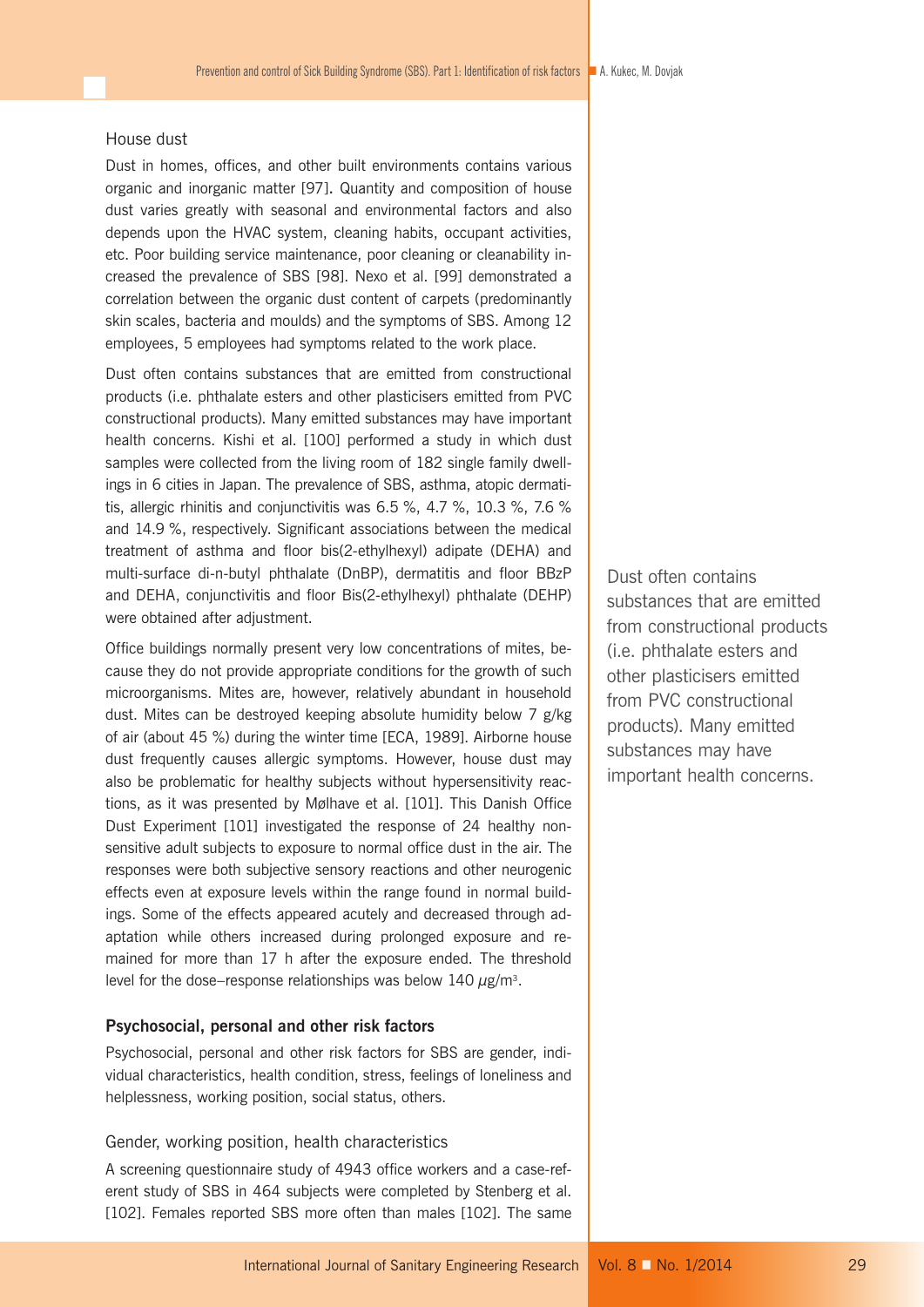### House dust

Dust in homes, offices, and other built environments contains various organic and inorganic matter [97]. Quantity and composition of house dust varies greatly with seasonal and environmental factors and also depends upon the HVAC system, cleaning habits, occupant activities, etc. Poor building service maintenance, poor cleaning or cleanability increased the prevalence of SBS [98]. Nexo et al. [99] demonstrated a correlation between the organic dust content of carpets (predominantly skin scales, bacteria and moulds) and the symptoms of SBS. Among 12 employees, 5 employees had symptoms related to the work place.

Dust often contains substances that are emitted from constructional products (i.e. phthalate esters and other plasticisers emitted from PVC constructional products). Many emitted substances may have important health concerns. Kishi et al. [100] performed a study in which dust samples were collected from the living room of 182 single family dwellings in 6 cities in Japan. The prevalence of SBS, asthma, atopic dermatitis, allergic rhinitis and conjunctivitis was 6.5 %, 4.7 %, 10.3 %, 7.6 % and 14.9 %, respectively. Significant associations between the medical treatment of asthma and floor bis(2-ethylhexyl) adipate (DEHA) and multi-surface di-n-butyl phthalate (DnBP), dermatitis and floor BBzP and DEHA, conjunctivitis and floor Bis(2-ethylhexyl) phthalate (DEHP) were obtained after adjustment.

Office buildings normally present very low concentrations of mites, because they do not provide appropriate conditions for the growth of such microorganisms. Mites are, however, relatively abundant in household dust. Mites can be destroyed keeping absolute humidity below 7 g/kg of air (about 45 %) during the winter time [ECA, 1989]. Airborne house dust frequently causes allergic symptoms. However, house dust may also be problematic for healthy subjects without hypersensitivity reactions, as it was presented by Mølhave et al. [101]. This Danish Office Dust Experiment [101] investigated the response of 24 healthy non-sensitive adult subjects to exposure to normal office dust in the air. The responses were both subjective sensory reactions and other neurogenic effects even at exposure levels within the range found in normal buildings. Some of the effects appeared acutely and decreased through adaptation while others increased during prolonged exposure and remained for more than 17 h after the exposure ended. The threshold level for the dose–response relationships was below 140 $\mu g/m^3$.

Dust often contains substances that are emitted from constructional products (i.e. phthalate esters and other plasticisers emitted from PVC constructional products). Many emitted substances may have important health concerns.

## Psychosocial, personal and other risk factors

Psychosocial, personal and other risk factors for SBS are gender, individual characteristics, health condition, stress, feelings of loneliness and helplessness, working position, social status, others.

### Gender, working position, health characteristics

A screening questionnaire study of 4943 office workers and a case-referent study of SBS in 464 subjects were completed by Stenberg et al. [102]. Females reported SBS more often than males [102]. The same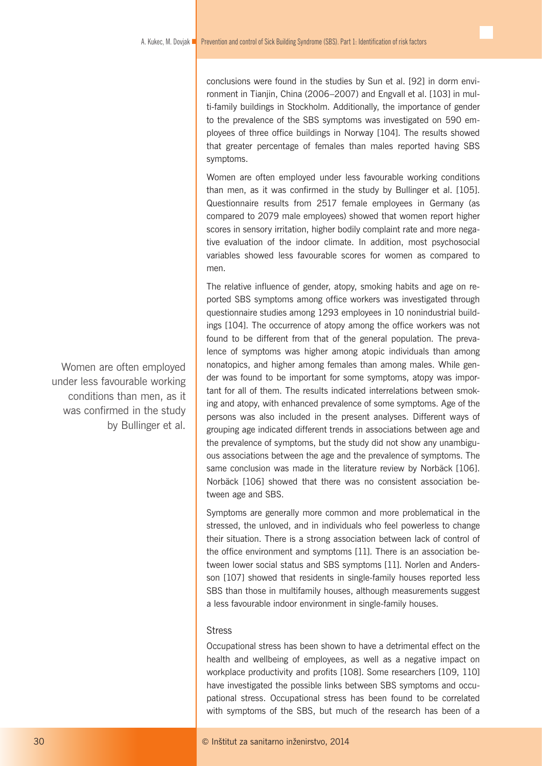conclusions were found in the studies by Sun et al. [92] in dorm environment in Tianjin, China (2006–2007) and Engvall et al. [103] in multi-family buildings in Stockholm. Additionally, the importance of gender to the prevalence of the SBS symptoms was investigated on 590 employees of three office buildings in Norway [104]. The results showed that greater percentage of females than males reported having SBS symptoms.

Women are often employed under less favourable working conditions than men, as it was confirmed in the study by Bullinger et al. [105]. Questionnaire results from 2517 female employees in Germany (as compared to 2079 male employees) showed that women report higher scores in sensory irritation, higher bodily complaint rate and more negative evaluation of the indoor climate. In addition, most psychosocial variables showed less favourable scores for women as compared to men.

> Women are often employed under less favourable working conditions than men, as it was confirmed in the study by Bullinger et al.

The relative influence of gender, atopy, smoking habits and age on reported SBS symptoms among office workers was investigated through questionnaire studies among 1293 employees in 10 nonindustrial buildings [104]. The occurrence of atopy among the office workers was not found to be different from that of the general population. The prevalence of symptoms was higher among atopic individuals than among nonatopics, and higher among females than among males. While gender was found to be important for some symptoms, atopy was important for all of them. The results indicated interrelations between smoking and atopy, with enhanced prevalence of some symptoms. Age of the persons was also included in the present analyses. Different ways of grouping age indicated different trends in associations between age and the prevalence of symptoms, but the study did not show any unambiguous associations between the age and the prevalence of symptoms. The same conclusion was made in the literature review by Norbäck [106]. Norbäck [106] showed that there was no consistent association between age and SBS.

Symptoms are generally more common and more problematical in the stressed, the unloved, and in individuals who feel powerless to change their situation. There is a strong association between lack of control of the office environment and symptoms [11]. There is an association between lower social status and SBS symptoms [11]. Norlen and Andersson [107] showed that residents in single-family houses reported less SBS than those in multifamily houses, although measurements suggest a less favourable indoor environment in single-family houses.

### Stress

Occupational stress has been shown to have a detrimental effect on the health and wellbeing of employees, as well as a negative impact on workplace productivity and profits [108]. Some researchers [109, 110] have investigated the possible links between SBS symptoms and occupational stress. Occupational stress has been found to be correlated with symptoms of the SBS, but much of the research has been of a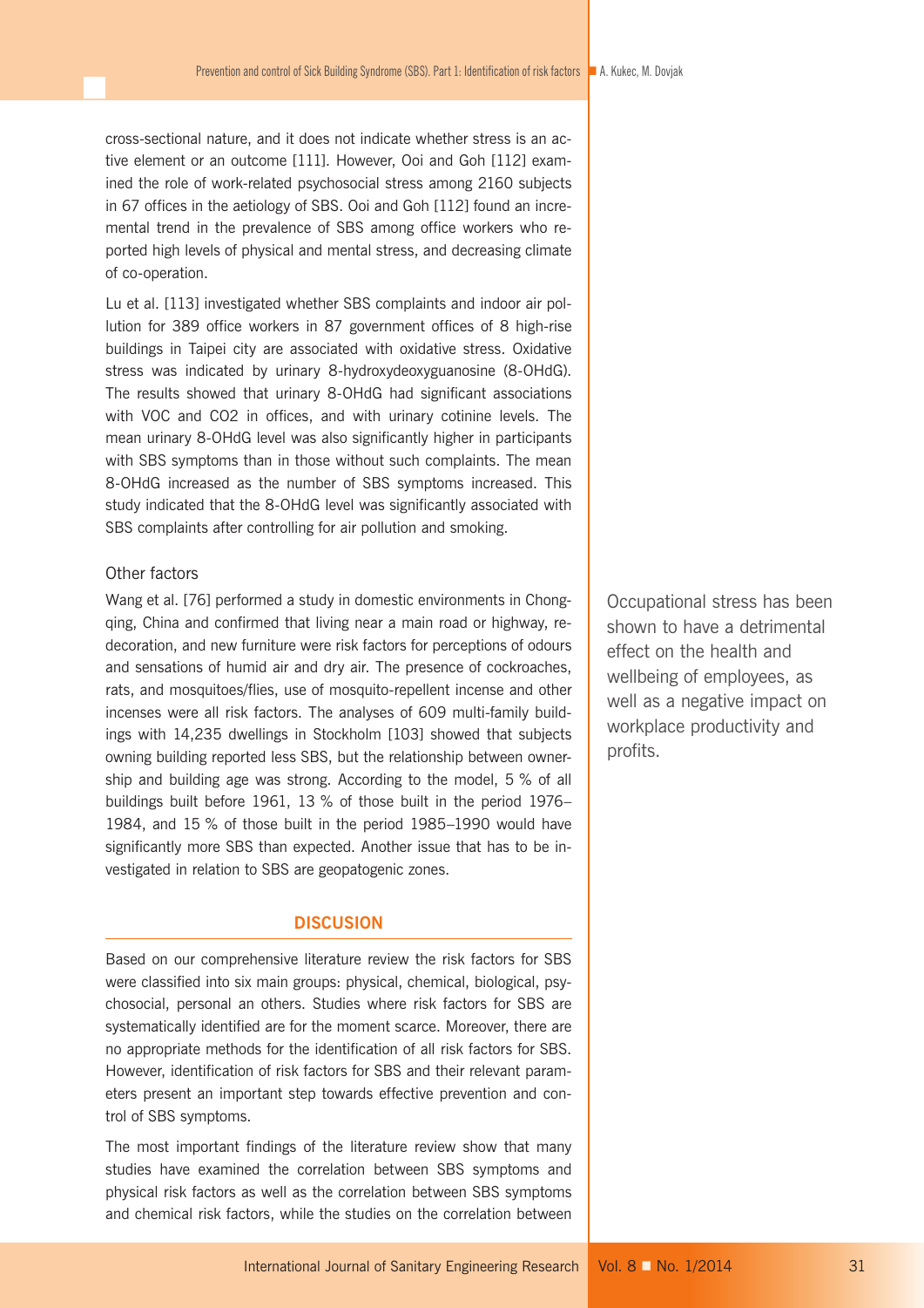cross-sectional nature, and it does not indicate whether stress is an active element or an outcome [111]. However, Ooi and Goh [112] examined the role of work-related psychosocial stress among 2160 subjects in 67 offices in the aetiology of SBS. Ooi and Goh [112] found an incremental trend in the prevalence of SBS among office workers who reported high levels of physical and mental stress, and decreasing climate of co-operation.

Lu et al. [113] investigated whether SBS complaints and indoor air pollution for 389 office workers in 87 government offices of 8 high-rise buildings in Taipei city are associated with oxidative stress. Oxidative stress was indicated by urinary 8-hydroxydeoxyguanosine (8-OHdG). The results showed that urinary 8-OHdG had significant associations with VOC and CO2 in offices, and with urinary cotinine levels. The mean urinary 8-OHdG level was also significantly higher in participants with SBS symptoms than in those without such complaints. The mean 8-OHdG increased as the number of SBS symptoms increased. This study indicated that the 8-OHdG level was significantly associated with SBS complaints after controlling for air pollution and smoking.

### Other factors

Wang et al. [76] performed a study in domestic environments in Chongqing, China and confirmed that living near a main road or highway, redecoration, and new furniture were risk factors for perceptions of odours and sensations of humid air and dry air. The presence of cockroaches, rats, and mosquitoes/flies, use of mosquito-repellent incense and other incenses were all risk factors. The analyses of 609 multi-family buildings with 14,235 dwellings in Stockholm [103] showed that subjects owning building reported less SBS, but the relationship between ownership and building age was strong. According to the model, 5 % of all buildings built before 1961, 13 % of those built in the period 1976–1984, and 15 % of those built in the period 1985–1990 would have significantly more SBS than expected. Another issue that has to be investigated in relation to SBS are geopatogenic zones.

Occupational stress has been shown to have a detrimental effect on the health and wellbeing of employees, as well as a negative impact on workplace productivity and profits.

## DISCUSION

Based on our comprehensive literature review the risk factors for SBS were classified into six main groups: physical, chemical, biological, psychosocial, personal an others. Studies where risk factors for SBS are systematically identified are for the moment scarce. Moreover, there are no appropriate methods for the identification of all risk factors for SBS. However, identification of risk factors for SBS and their relevant parameters present an important step towards effective prevention and control of SBS symptoms.

The most important findings of the literature review show that many studies have examined the correlation between SBS symptoms and physical risk factors as well as the correlation between SBS symptoms and chemical risk factors, while the studies on the correlation between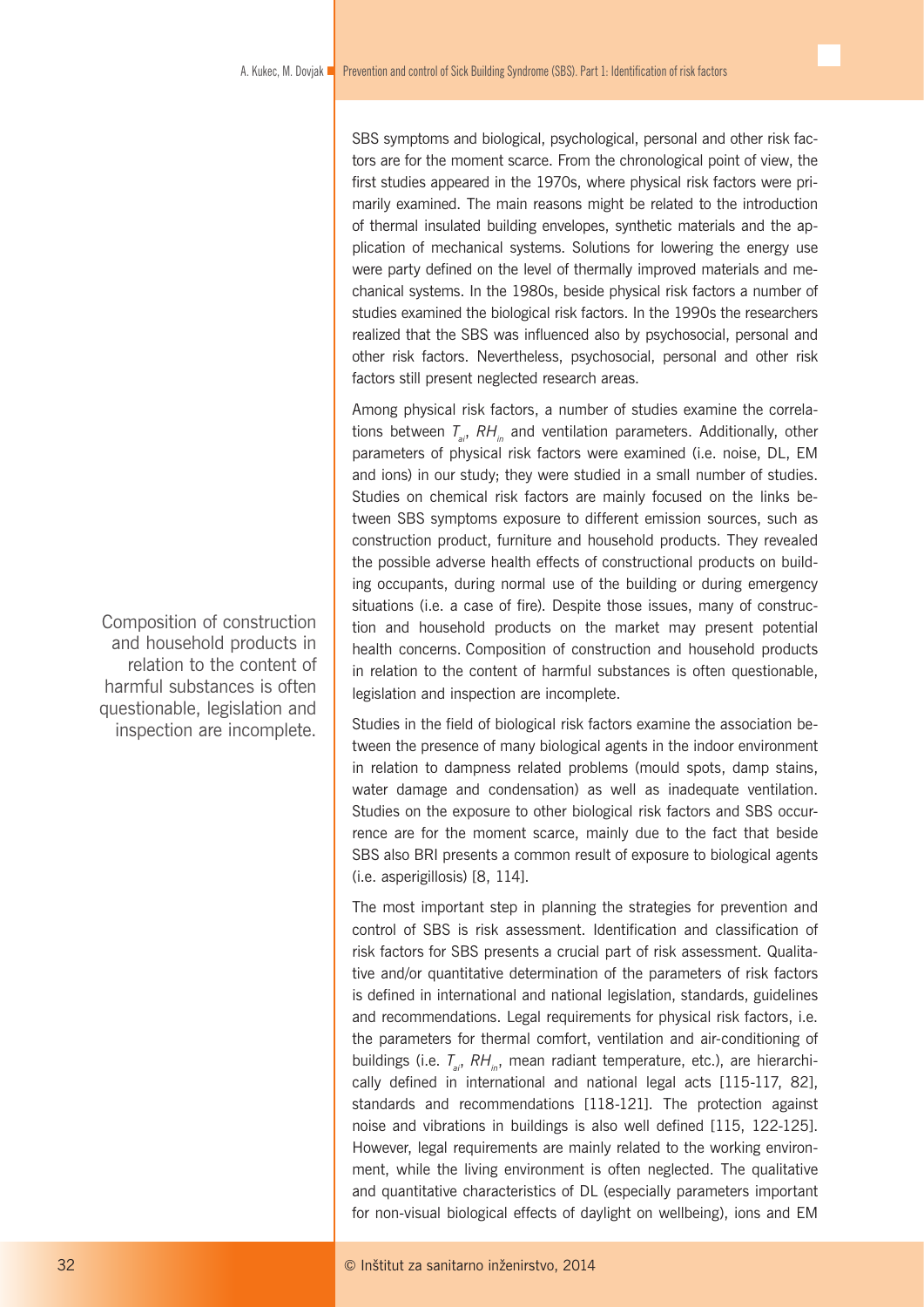SBS symptoms and biological, psychological, personal and other risk factors are for the moment scarce. From the chronological point of view, the first studies appeared in the 1970s, where physical risk factors were primarily examined. The main reasons might be related to the introduction of thermal insulated building envelopes, synthetic materials and the application of mechanical systems. Solutions for lowering the energy use were party defined on the level of thermally improved materials and mechanical systems. In the 1980s, beside physical risk factors a number of studies examined the biological risk factors. In the 1990s the researchers realized that the SBS was influenced also by psychosocial, personal and other risk factors. Nevertheless, psychosocial, personal and other risk factors still present neglected research areas.

Among physical risk factors, a number of studies examine the correlations between $T_{ai}$, $RH_{in}$ and ventilation parameters. Additionally, other parameters of physical risk factors were examined (i.e. noise, DL, EM and ions) in our study; they were studied in a small number of studies. Studies on chemical risk factors are mainly focused on the links between SBS symptoms exposure to different emission sources, such as construction product, furniture and household products. They revealed the possible adverse health effects of constructional products on building occupants, during normal use of the building or during emergency situations (i.e. a case of fire). Despite those issues, many of construction and household products on the market may present potential health concerns. Composition of construction and household products in relation to the content of harmful substances is often questionable, legislation and inspection are incomplete.

Composition of construction and household products in relation to the content of harmful substances is often questionable, legislation and inspection are incomplete.

Studies in the field of biological risk factors examine the association between the presence of many biological agents in the indoor environment in relation to dampness related problems (mould spots, damp stains, water damage and condensation) as well as inadequate ventilation. Studies on the exposure to other biological risk factors and SBS occurrence are for the moment scarce, mainly due to the fact that beside SBS also BRI presents a common result of exposure to biological agents (i.e. asperigillosis) [8, 114].

The most important step in planning the strategies for prevention and control of SBS is risk assessment. Identification and classification of risk factors for SBS presents a crucial part of risk assessment. Qualitative and/or quantitative determination of the parameters of risk factors is defined in international and national legislation, standards, guidelines and recommendations. Legal requirements for physical risk factors, i.e. the parameters for thermal comfort, ventilation and air-conditioning of buildings (i.e. $T_{ai}$, $RH_{in}$, mean radiant temperature, etc.), are hierarchically defined in international and national legal acts [115-117, 82], standards and recommendations [118-121]. The protection against noise and vibrations in buildings is also well defined [115, 122-125]. However, legal requirements are mainly related to the working environment, while the living environment is often neglected. The qualitative and quantitative characteristics of DL (especially parameters important for non-visual biological effects of daylight on wellbeing), ions and EM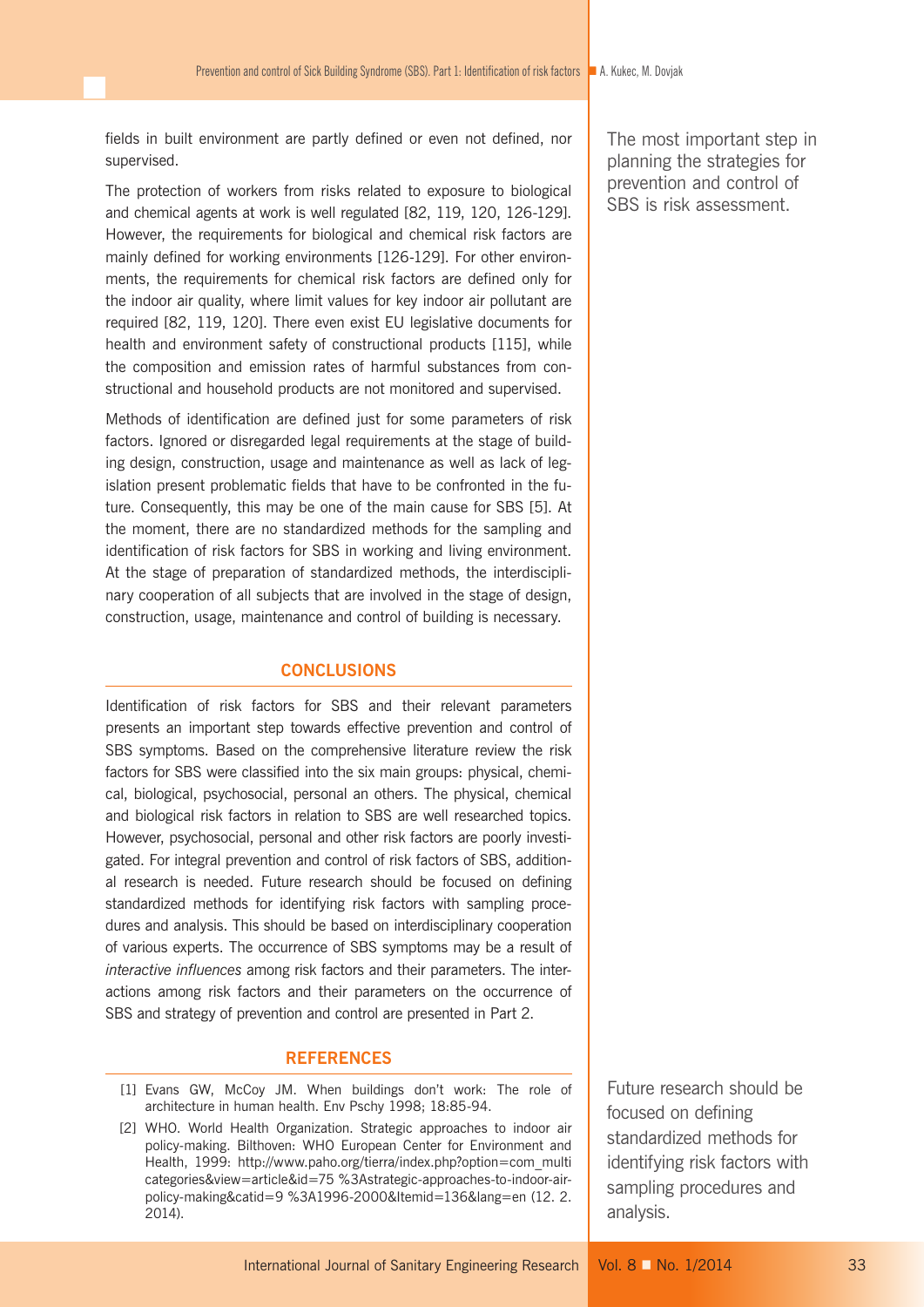fields in built environment are partly defined or even not defined, nor supervised.

The protection of workers from risks related to exposure to biological and chemical agents at work is well regulated [82, 119, 120, 126-129]. However, the requirements for biological and chemical risk factors are mainly defined for working environments [126-129]. For other environments, the requirements for chemical risk factors are defined only for the indoor air quality, where limit values for key indoor air pollutant are required [82, 119, 120]. There even exist EU legislative documents for health and environment safety of constructional products [115], while the composition and emission rates of harmful substances from constructional and household products are not monitored and supervised.

Methods of identification are defined just for some parameters of risk factors. Ignored or disregarded legal requirements at the stage of building design, construction, usage and maintenance as well as lack of legislation present problematic fields that have to be confronted in the future. Consequently, this may be one of the main cause for SBS [5]. At the moment, there are no standardized methods for the sampling and identification of risk factors for SBS in working and living environment. At the stage of preparation of standardized methods, the interdisciplinary cooperation of all subjects that are involved in the stage of design, construction, usage, maintenance and control of building is necessary.

The most important step in planning the strategies for prevention and control of SBS is risk assessment.

## CONCLUSIONS

Identification of risk factors for SBS and their relevant parameters presents an important step towards effective prevention and control of SBS symptoms. Based on the comprehensive literature review the risk factors for SBS were classified into the six main groups: physical, chemical, biological, psychosocial, personal an others. The physical, chemical and biological risk factors in relation to SBS are well researched topics. However, psychosocial, personal and other risk factors are poorly investigated. For integral prevention and control of risk factors of SBS, additional research is needed. Future research should be focused on defining standardized methods for identifying risk factors with sampling procedures and analysis. This should be based on interdisciplinary cooperation of various experts. The occurrence of SBS symptoms may be a result of *interactive influences* among risk factors and their parameters. The interactions among risk factors and their parameters on the occurrence of SBS and strategy of prevention and control are presented in Part 2.

Future research should be focused on defining standardized methods for identifying risk factors with sampling procedures and analysis.

## REFERENCES

[1] Evans GW, McCoy JM. When buildings don't work: The role of architecture in human health. Env Pschy 1998; 18:85-94.

[2] WHO. World Health Organization. Strategic approaches to indoor air policy-making. Bilthoven: WHO European Center for Environment and Health, 1999: http://www.paho.org/tierra/index.php?option=com_multicategories&view=article&id=75 %3Astrategic-approaches-to-indoor-air-policy-making&catid=9 %3A1996-2000&Itemid=136&lang=en (12. 2. 2014).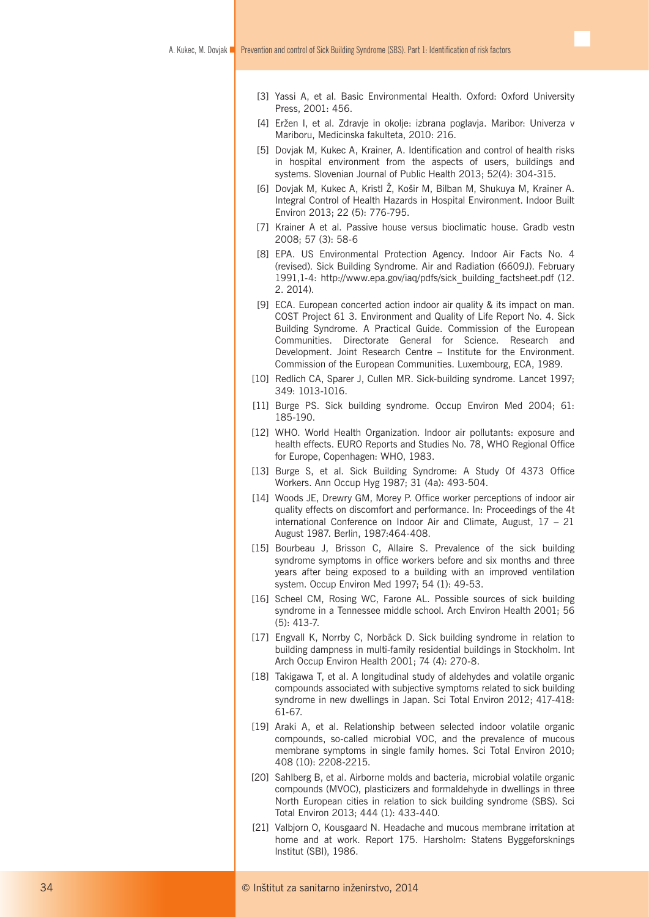[3] Yassi A, et al. Basic Environmental Health. Oxford: Oxford University Press, 2001: 456.

[4] Eržen I, et al. Zdravje in okolje: izbrana poglavja. Maribor: Univerza v Mariboru, Medicinska fakulteta, 2010: 216.

[5] Dovjak M, Kukec A, Krainer, A. Identification and control of health risks in hospital environment from the aspects of users, buildings and systems. Slovenian Journal of Public Health 2013; 52(4): 304-315.

[6] Dovjak M, Kukec A, Kristl Ž, Košir M, Bilban M, Shukuya M, Krainer A. Integral Control of Health Hazards in Hospital Environment. Indoor Built Environ 2013; 22 (5): 776-795.

[7] Krainer A et al. Passive house versus bioclimatic house. Gradb vestn 2008; 57 (3): 58-6

[8] EPA. US Environmental Protection Agency. Indoor Air Facts No. 4 (revised). Sick Building Syndrome. Air and Radiation (6609J). February 1991,1-4: http://www.epa.gov/iaq/pdfs/sick_building_factsheet.pdf (12. 2. 2014).

[9] ECA. European concerted action indoor air quality & its impact on man. COST Project 61 3. Environment and Quality of Life Report No. 4. Sick Building Syndrome. A Practical Guide. Commission of the European Communities. Directorate General for Science. Research and Development. Joint Research Centre – Institute for the Environment. Commission of the European Communities. Luxembourg, ECA, 1989.

[10] Redlich CA, Sparer J, Cullen MR. Sick-building syndrome. Lancet 1997; 349: 1013-1016.

[11] Burge PS. Sick building syndrome. Occup Environ Med 2004; 61: 185-190.

[12] WHO. World Health Organization. Indoor air pollutants: exposure and health effects. EURO Reports and Studies No. 78, WHO Regional Office for Europe, Copenhagen: WHO, 1983.

[13] Burge S, et al. Sick Building Syndrome: A Study Of 4373 Office Workers. Ann Occup Hyg 1987; 31 (4a): 493-504.

[14] Woods JE, Drewry GM, Morey P. Office worker perceptions of indoor air quality effects on discomfort and performance. In: Proceedings of the 4t international Conference on Indoor Air and Climate, August, 17 – 21 August 1987. Berlin, 1987:464-408.

[15] Bourbeau J, Brisson C, Allaire S. Prevalence of the sick building syndrome symptoms in office workers before and six months and three years after being exposed to a building with an improved ventilation system. Occup Environ Med 1997; 54 (1): 49-53.

[16] Scheel CM, Rosing WC, Farone AL. Possible sources of sick building syndrome in a Tennessee middle school. Arch Environ Health 2001; 56 (5): 413-7.

[17] Engvall K, Norrby C, Norbäck D. Sick building syndrome in relation to building dampness in multi-family residential buildings in Stockholm. Int Arch Occup Environ Health 2001; 74 (4): 270-8.

[18] Takigawa T, et al. A longitudinal study of aldehydes and volatile organic compounds associated with subjective symptoms related to sick building syndrome in new dwellings in Japan. Sci Total Environ 2012; 417-418: 61-67.

[19] Araki A, et al. Relationship between selected indoor volatile organic compounds, so-called microbial VOC, and the prevalence of mucous membrane symptoms in single family homes. Sci Total Environ 2010; 408 (10): 2208-2215.

[20] Sahlberg B, et al. Airborne molds and bacteria, microbial volatile organic compounds (MVOC), plasticizers and formaldehyde in dwellings in three North European cities in relation to sick building syndrome (SBS). Sci Total Environ 2013; 444 (1): 433-440.

[21] Valbjorn O, Kousgaard N. Headache and mucous membrane irritation at home and at work. Report 175. Harsholm: Statens Byggeforsknings Institut (SBI), 1986.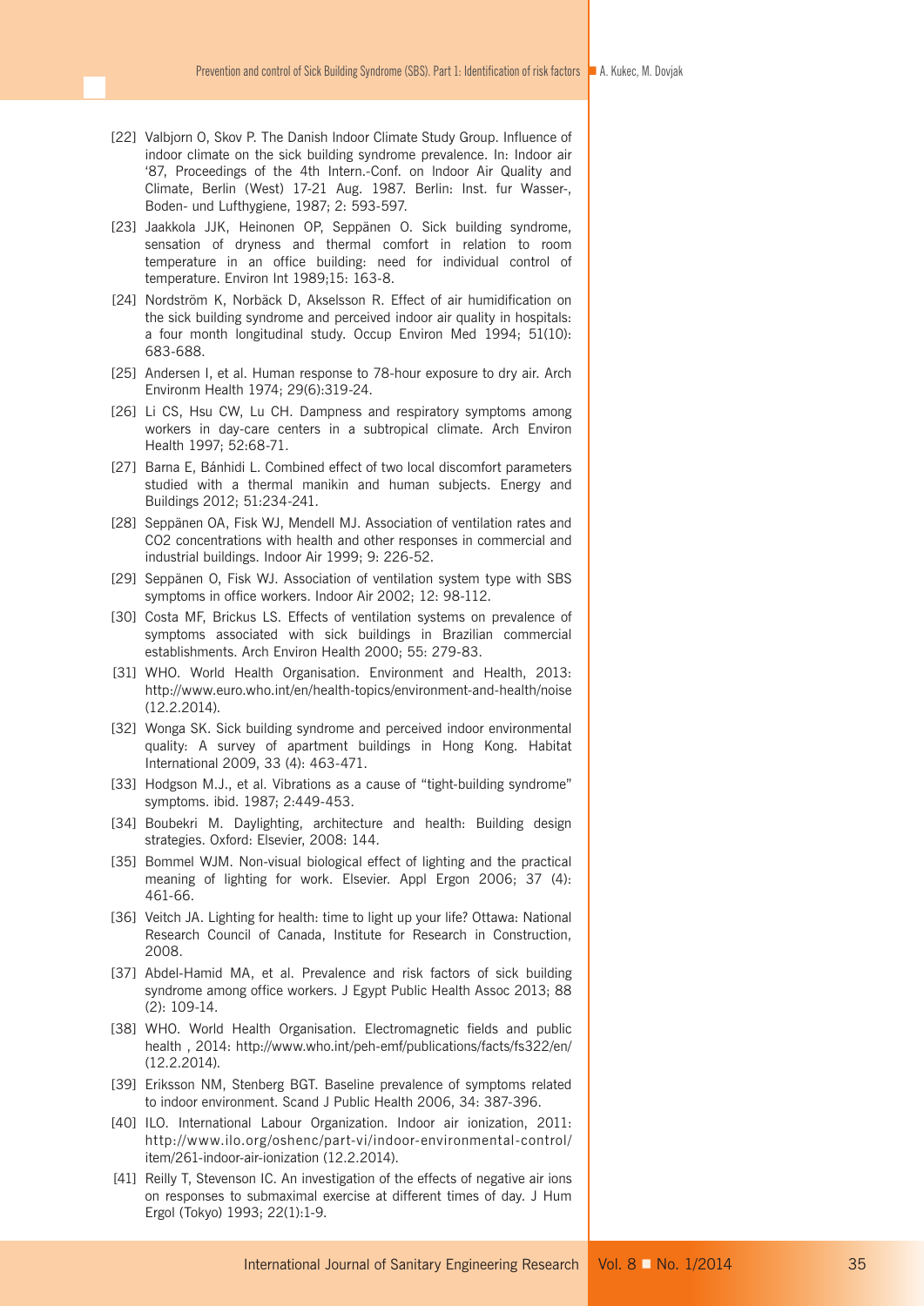[22] Valbjorn O, Skov P. The Danish Indoor Climate Study Group. Influence of indoor climate on the sick building syndrome prevalence. In: Indoor air '87, Proceedings of the 4th Intern.-Conf. on Indoor Air Quality and Climate, Berlin (West) 17-21 Aug. 1987. Berlin: Inst. fur Wasser-, Boden- und Lufthygiene, 1987; 2: 593-597.

[23] Jaakkola JJK, Heinonen OP, Seppänen O. Sick building syndrome, sensation of dryness and thermal comfort in relation to room temperature in an office building: need for individual control of temperature. Environ Int 1989;15: 163-8.

[24] Nordström K, Norbäck D, Akselsson R. Effect of air humidification on the sick building syndrome and perceived indoor air quality in hospitals: a four month longitudinal study. Occup Environ Med 1994; 51(10): 683-688.

[25] Andersen I, et al. Human response to 78-hour exposure to dry air. Arch Environm Health 1974; 29(6):319-24.

[26] Li CS, Hsu CW, Lu CH. Dampness and respiratory symptoms among workers in day-care centers in a subtropical climate. Arch Environ Health 1997; 52:68-71.

[27] Barna E, Bánhidi L. Combined effect of two local discomfort parameters studied with a thermal manikin and human subjects. Energy and Buildings 2012; 51:234-241.

[28] Seppänen OA, Fisk WJ, Mendell MJ. Association of ventilation rates and CO2 concentrations with health and other responses in commercial and industrial buildings. Indoor Air 1999; 9: 226-52.

[29] Seppänen O, Fisk WJ. Association of ventilation system type with SBS symptoms in office workers. Indoor Air 2002; 12: 98-112.

[30] Costa MF, Brickus LS. Effects of ventilation systems on prevalence of symptoms associated with sick buildings in Brazilian commercial establishments. Arch Environ Health 2000; 55: 279-83.

[31] WHO. World Health Organisation. Environment and Health, 2013: http://www.euro.who.int/en/health-topics/environment-and-health/noise (12.2.2014).

[32] Wonga SK. Sick building syndrome and perceived indoor environmental quality: A survey of apartment buildings in Hong Kong. Habitat International 2009, 33 (4): 463-471.

[33] Hodgson M.J., et al. Vibrations as a cause of "tight-building syndrome" symptoms. ibid. 1987; 2:449-453.

[34] Boubekri M. Daylighting, architecture and health: Building design strategies. Oxford: Elsevier, 2008: 144.

[35] Bommel WJM. Non-visual biological effect of lighting and the practical meaning of lighting for work. Elsevier. Appl Ergon 2006; 37 (4): 461-66.

[36] Veitch JA. Lighting for health: time to light up your life? Ottawa: National Research Council of Canada, Institute for Research in Construction, 2008.

[37] Abdel-Hamid MA, et al. Prevalence and risk factors of sick building syndrome among office workers. J Egypt Public Health Assoc 2013; 88 (2): 109-14.

[38] WHO. World Health Organisation. Electromagnetic fields and public health , 2014: http://www.who.int/peh-emf/publications/facts/fs322/en/ (12.2.2014).

[39] Eriksson NM, Stenberg BGT. Baseline prevalence of symptoms related to indoor environment. Scand J Public Health 2006, 34: 387-396.

[40] ILO. International Labour Organization. Indoor air ionization, 2011: http://www.ilo.org/oshenc/part-vi/indoor-environmental-control/item/261-indoor-air-ionization (12.2.2014).

[41] Reilly T, Stevenson IC. An investigation of the effects of negative air ions on responses to submaximal exercise at different times of day. J Hum Ergol (Tokyo) 1993; 22(1):1-9.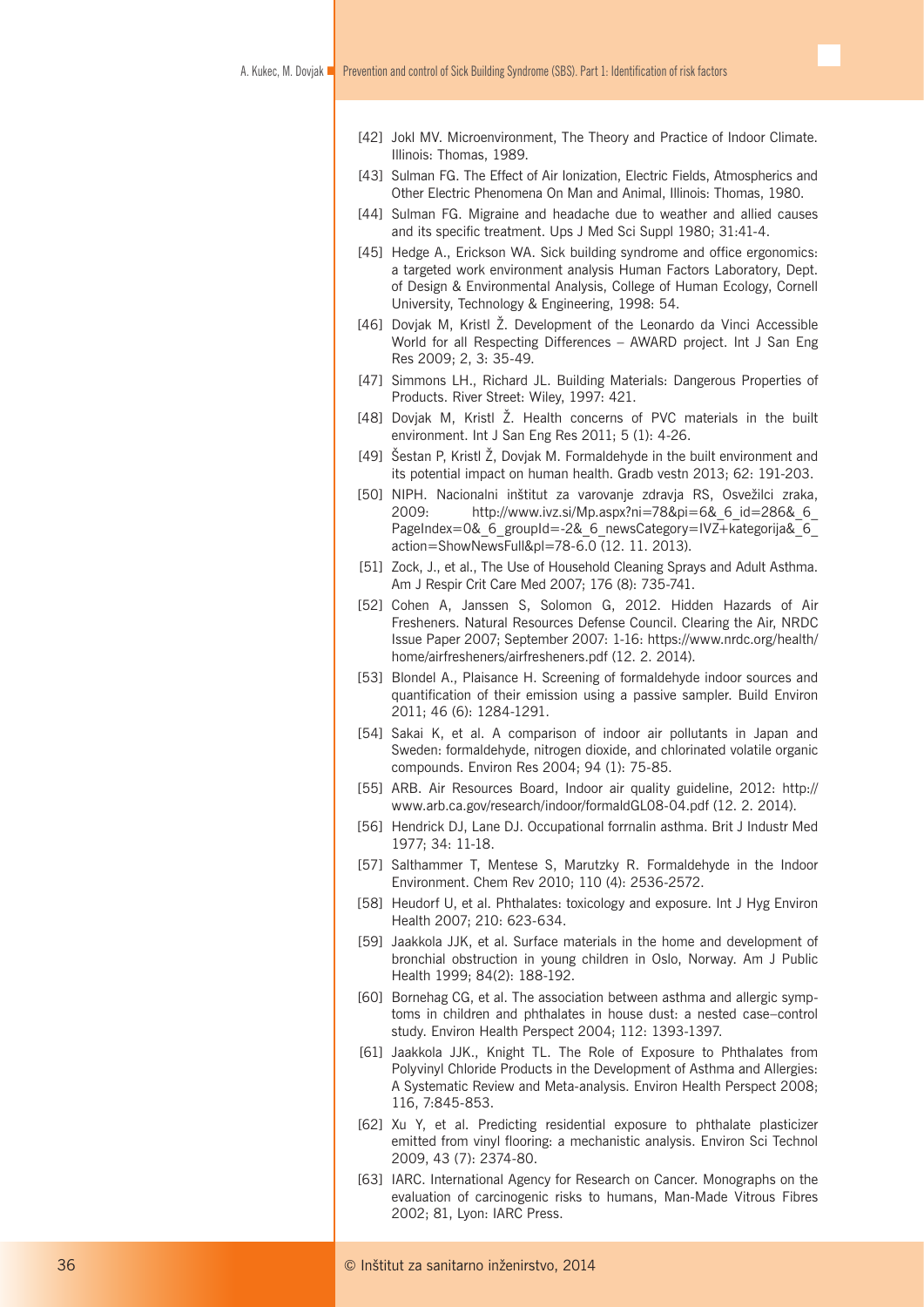[42] Jokl MV. Microenvironment, The Theory and Practice of Indoor Climate. Illinois: Thomas, 1989.

[43] Sulman FG. The Effect of Air Ionization, Electric Fields, Atmospherics and Other Electric Phenomena On Man and Animal, Illinois: Thomas, 1980.

[44] Sulman FG. Migraine and headache due to weather and allied causes and its specific treatment. Ups J Med Sci Suppl 1980; 31:41-4.

[45] Hedge A., Erickson WA. Sick building syndrome and office ergonomics: a targeted work environment analysis Human Factors Laboratory, Dept. of Design & Environmental Analysis, College of Human Ecology, Cornell University, Technology & Engineering, 1998: 54.

[46] Dovjak M, Kristl Ž. Development of the Leonardo da Vinci Accessible World for all Respecting Differences – AWARD project. Int J San Eng Res 2009; 2, 3: 35-49.

[47] Simmons LH., Richard JL. Building Materials: Dangerous Properties of Products. River Street: Wiley, 1997: 421.

[48] Dovjak M, Kristl Ž. Health concerns of PVC materials in the built environment. Int J San Eng Res 2011; 5 (1): 4-26.

[49] Šestan P, Kristl Ž, Dovjak M. Formaldehyde in the built environment and its potential impact on human health. Gradb vestn 2013; 62: 191-203.

[50] NIPH. Nacionalni inštitut za varovanje zdravja RS, Osvežilci zraka, 2009: http://www.ivz.si/Mp.aspx?ni=78&pi=6&_6_id=286&_6_PageIndex=0&_6_groupId=-2&_6_newsCategory=IVZ+kategorija&_6_action=ShowNewsFull&pl=78-6.0 (12. 11. 2013).

[51] Zock, J., et al., The Use of Household Cleaning Sprays and Adult Asthma. Am J Respir Crit Care Med 2007; 176 (8): 735-741.

[52] Cohen A, Janssen S, Solomon G, 2012. Hidden Hazards of Air Fresheners. Natural Resources Defense Council. Clearing the Air, NRDC Issue Paper 2007; September 2007: 1-16: https://www.nrdc.org/health/home/airfresheners/airfresheners.pdf (12. 2. 2014).

[53] Blondel A., Plaisance H. Screening of formaldehyde indoor sources and quantification of their emission using a passive sampler. Build Environ 2011; 46 (6): 1284-1291.

[54] Sakai K, et al. A comparison of indoor air pollutants in Japan and Sweden: formaldehyde, nitrogen dioxide, and chlorinated volatile organic compounds. Environ Res 2004; 94 (1): 75-85.

[55] ARB. Air Resources Board, Indoor air quality guideline, 2012: http://www.arb.ca.gov/research/indoor/formaldGL08-04.pdf (12. 2. 2014).

[56] Hendrick DJ, Lane DJ. Occupational forrnalin asthma. Brit J Industr Med 1977; 34: 11-18.

[57] Salthammer T, Mentese S, Marutzky R. Formaldehyde in the Indoor Environment. Chem Rev 2010; 110 (4): 2536-2572.

[58] Heudorf U, et al. Phthalates: toxicology and exposure. Int J Hyg Environ Health 2007; 210: 623-634.

[59] Jaakkola JJK, et al. Surface materials in the home and development of bronchial obstruction in young children in Oslo, Norway. Am J Public Health 1999; 84(2): 188-192.

[60] Bornehag CG, et al. The association between asthma and allergic symptoms in children and phthalates in house dust: a nested case–control study. Environ Health Perspect 2004; 112: 1393-1397.

[61] Jaakkola JJK., Knight TL. The Role of Exposure to Phthalates from Polyvinyl Chloride Products in the Development of Asthma and Allergies: A Systematic Review and Meta-analysis. Environ Health Perspect 2008; 116, 7:845-853.

[62] Xu Y, et al. Predicting residential exposure to phthalate plasticizer emitted from vinyl flooring: a mechanistic analysis. Environ Sci Technol 2009, 43 (7): 2374-80.

[63] IARC. International Agency for Research on Cancer. Monographs on the evaluation of carcinogenic risks to humans, Man-Made Vitrous Fibres 2002; 81, Lyon: IARC Press.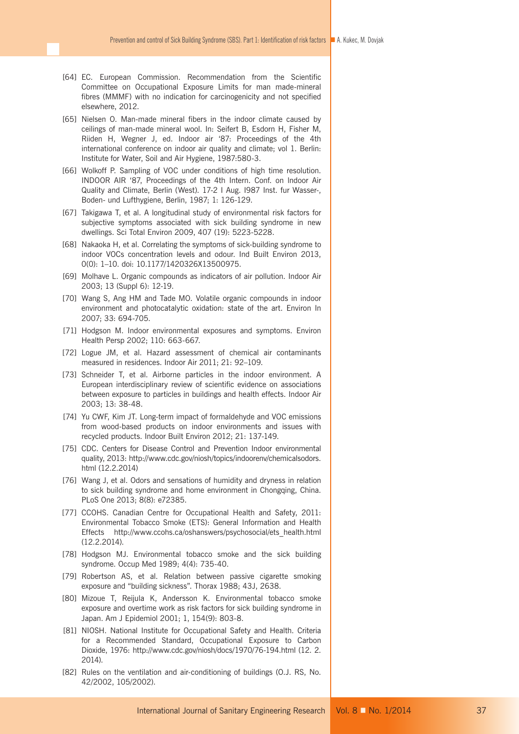[64] EC. European Commission. Recommendation from the Scientific Committee on Occupational Exposure Limits for man made-mineral fibres (MMMF) with no indication for carcinogenicity and not specified elsewhere, 2012.

[65] Nielsen O. Man-made mineral fibers in the indoor climate caused by ceilings of man-made mineral wool. In: Seifert B, Esdorn H, Fisher M, Riiden H, Wegner J, ed. Indoor air '87: Proceedings of the 4th international conference on indoor air quality and climate; vol 1. Berlin: Institute for Water, Soil and Air Hygiene, 1987:580-3.

[66] Wolkoff P. Sampling of VOC under conditions of high time resolution. INDOOR AIR '87, Proceedings of the 4th Intern. Conf. on Indoor Air Quality and Climate, Berlin (West). 17-2 I Aug. I987 Inst. fur Wasser-, Boden- und Lufthygiene, Berlin, 1987; 1: 126-129.

[67] Takigawa T, et al. A longitudinal study of environmental risk factors for subjective symptoms associated with sick building syndrome in new dwellings. Sci Total Environ 2009, 407 (19): 5223-5228.

[68] Nakaoka H, et al. Correlating the symptoms of sick-building syndrome to indoor VOCs concentration levels and odour. Ind Built Environ 2013, 0(0): 1–10. doi: 10.1177/1420326X13500975.

[69] Molhave L. Organic compounds as indicators of air pollution. Indoor Air 2003; 13 (Suppl 6): 12-19.

[70] Wang S, Ang HM and Tade MO. Volatile organic compounds in indoor environment and photocatalytic oxidation: state of the art. Environ In 2007; 33: 694-705.

[71] Hodgson M. Indoor environmental exposures and symptoms. Environ Health Persp 2002; 110: 663-667.

[72] Logue JM, et al. Hazard assessment of chemical air contaminants measured in residences. Indoor Air 2011; 21: 92–109.

[73] Schneider T, et al. Airborne particles in the indoor environment. A European interdisciplinary review of scientific evidence on associations between exposure to particles in buildings and health effects. Indoor Air 2003; 13: 38-48.

[74] Yu CWF, Kim JT. Long-term impact of formaldehyde and VOC emissions from wood-based products on indoor environments and issues with recycled products. Indoor Built Environ 2012; 21: 137-149.

[75] CDC. Centers for Disease Control and Prevention Indoor environmental quality, 2013: http://www.cdc.gov/niosh/topics/indoorenv/chemicalsodors.html (12.2.2014)

[76] Wang J, et al. Odors and sensations of humidity and dryness in relation to sick building syndrome and home environment in Chongqing, China. PLoS One 2013; 8(8): e72385.

[77] CCOHS. Canadian Centre for Occupational Health and Safety, 2011: Environmental Tobacco Smoke (ETS): General Information and Health Effects http://www.ccohs.ca/oshanswers/psychosocial/ets_health.html (12.2.2014).

[78] Hodgson MJ. Environmental tobacco smoke and the sick building syndrome. Occup Med 1989; 4(4): 735-40.

[79] Robertson AS, et al. Relation between passive cigarette smoking exposure and "building sickness". Thorax 1988; 43J, 2638.

[80] Mizoue T, Reijula K, Andersson K. Environmental tobacco smoke exposure and overtime work as risk factors for sick building syndrome in Japan. Am J Epidemiol 2001; 1, 154(9): 803-8.

[81] NIOSH. National Institute for Occupational Safety and Health. Criteria for a Recommended Standard, Occupational Exposure to Carbon Dioxide, 1976: http://www.cdc.gov/niosh/docs/1970/76-194.html (12. 2. 2014).

[82] Rules on the ventilation and air-conditioning of buildings (O.J. RS, No. 42/2002, 105/2002).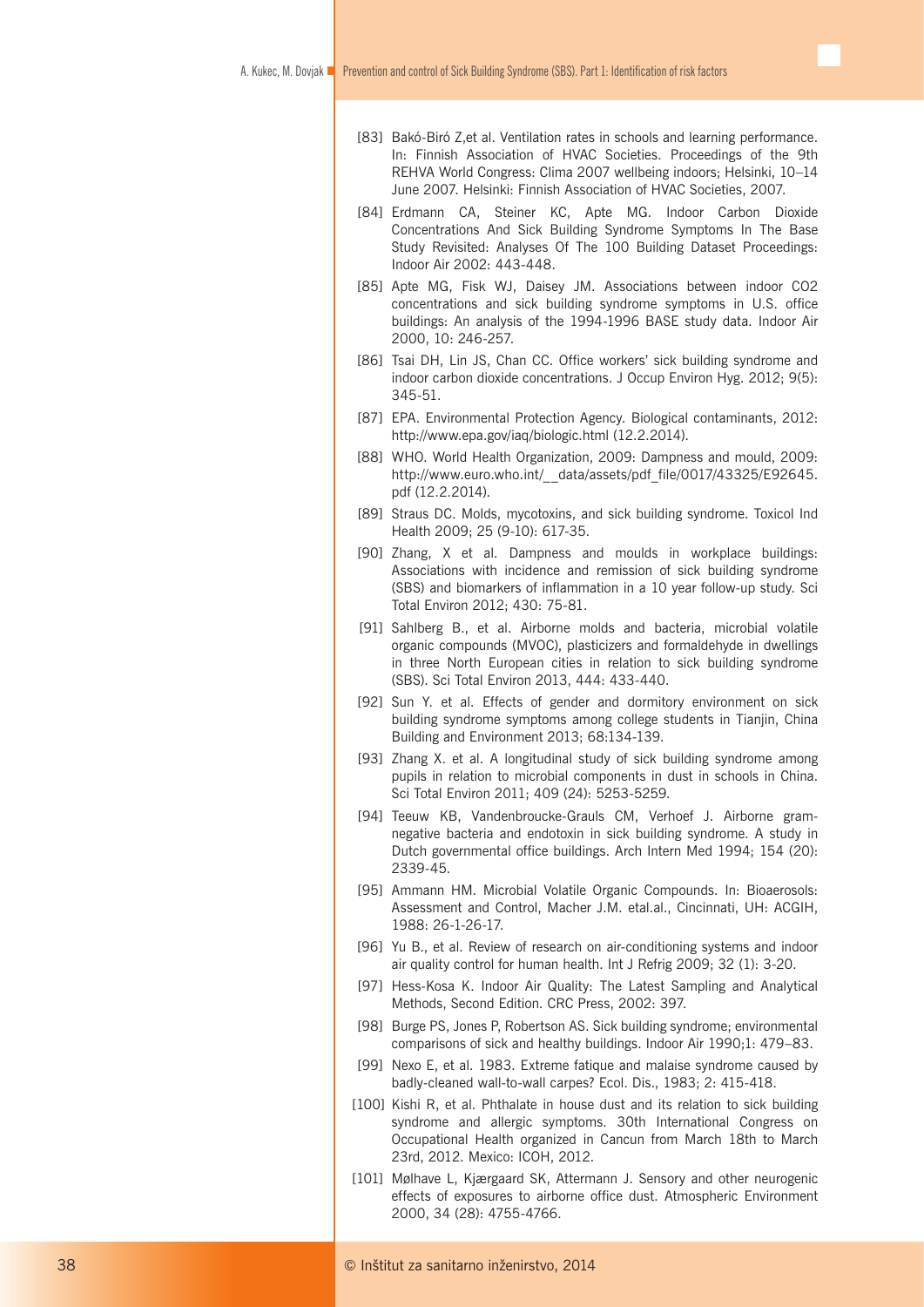[83] Bakó-Biró Z,et al. Ventilation rates in schools and learning performance. In: Finnish Association of HVAC Societies. Proceedings of the 9th REHVA World Congress: Clima 2007 wellbeing indoors; Helsinki, 10–14 June 2007. Helsinki: Finnish Association of HVAC Societies, 2007.

[84] Erdmann CA, Steiner KC, Apte MG. Indoor Carbon Dioxide Concentrations And Sick Building Syndrome Symptoms In The Base Study Revisited: Analyses Of The 100 Building Dataset Proceedings: Indoor Air 2002: 443-448.

[85] Apte MG, Fisk WJ, Daisey JM. Associations between indoor CO2 concentrations and sick building syndrome symptoms in U.S. office buildings: An analysis of the 1994-1996 BASE study data. Indoor Air 2000, 10: 246-257.

[86] Tsai DH, Lin JS, Chan CC. Office workers' sick building syndrome and indoor carbon dioxide concentrations. J Occup Environ Hyg. 2012; 9(5): 345-51.

[87] EPA. Environmental Protection Agency. Biological contaminants, 2012: http://www.epa.gov/iaq/biologic.html (12.2.2014).

[88] WHO. World Health Organization, 2009: Dampness and mould, 2009: http://www.euro.who.int/__data/assets/pdf_file/0017/43325/E92645.pdf (12.2.2014).

[89] Straus DC. Molds, mycotoxins, and sick building syndrome. Toxicol Ind Health 2009; 25 (9-10): 617-35.

[90] Zhang, X et al. Dampness and moulds in workplace buildings: Associations with incidence and remission of sick building syndrome (SBS) and biomarkers of inflammation in a 10 year follow-up study. Sci Total Environ 2012; 430: 75-81.

[91] Sahlberg B., et al. Airborne molds and bacteria, microbial volatile organic compounds (MVOC), plasticizers and formaldehyde in dwellings in three North European cities in relation to sick building syndrome (SBS). Sci Total Environ 2013, 444: 433-440.

[92] Sun Y. et al. Effects of gender and dormitory environment on sick building syndrome symptoms among college students in Tianjin, China Building and Environment 2013; 68:134-139.

[93] Zhang X. et al. A longitudinal study of sick building syndrome among pupils in relation to microbial components in dust in schools in China. Sci Total Environ 2011; 409 (24): 5253-5259.

[94] Teeuw KB, Vandenbroucke-Grauls CM, Verhoef J. Airborne gram-negative bacteria and endotoxin in sick building syndrome. A study in Dutch governmental office buildings. Arch Intern Med 1994; 154 (20): 2339-45.

[95] Ammann HM. Microbial Volatile Organic Compounds. In: Bioaerosols: Assessment and Control, Macher J.M. etal.al., Cincinnati, UH: ACGIH, 1988: 26-1-26-17.

[96] Yu B., et al. Review of research on air-conditioning systems and indoor air quality control for human health. Int J Refrig 2009; 32 (1): 3-20.

[97] Hess-Kosa K. Indoor Air Quality: The Latest Sampling and Analytical Methods, Second Edition. CRC Press, 2002: 397.

[98] Burge PS, Jones P, Robertson AS. Sick building syndrome; environmental comparisons of sick and healthy buildings. Indoor Air 1990;1: 479–83.

[99] Nexo E, et al. 1983. Extreme fatique and malaise syndrome caused by badly-cleaned wall-to-wall carpes? Ecol. Dis., 1983; 2: 415-418.

[100] Kishi R, et al. Phthalate in house dust and its relation to sick building syndrome and allergic symptoms. 30th International Congress on Occupational Health organized in Cancun from March 18th to March 23rd, 2012. Mexico: ICOH, 2012.

[101] Mølhave L, Kjærgaard SK, Attermann J. Sensory and other neurogenic effects of exposures to airborne office dust. Atmospheric Environment 2000, 34 (28): 4755-4766.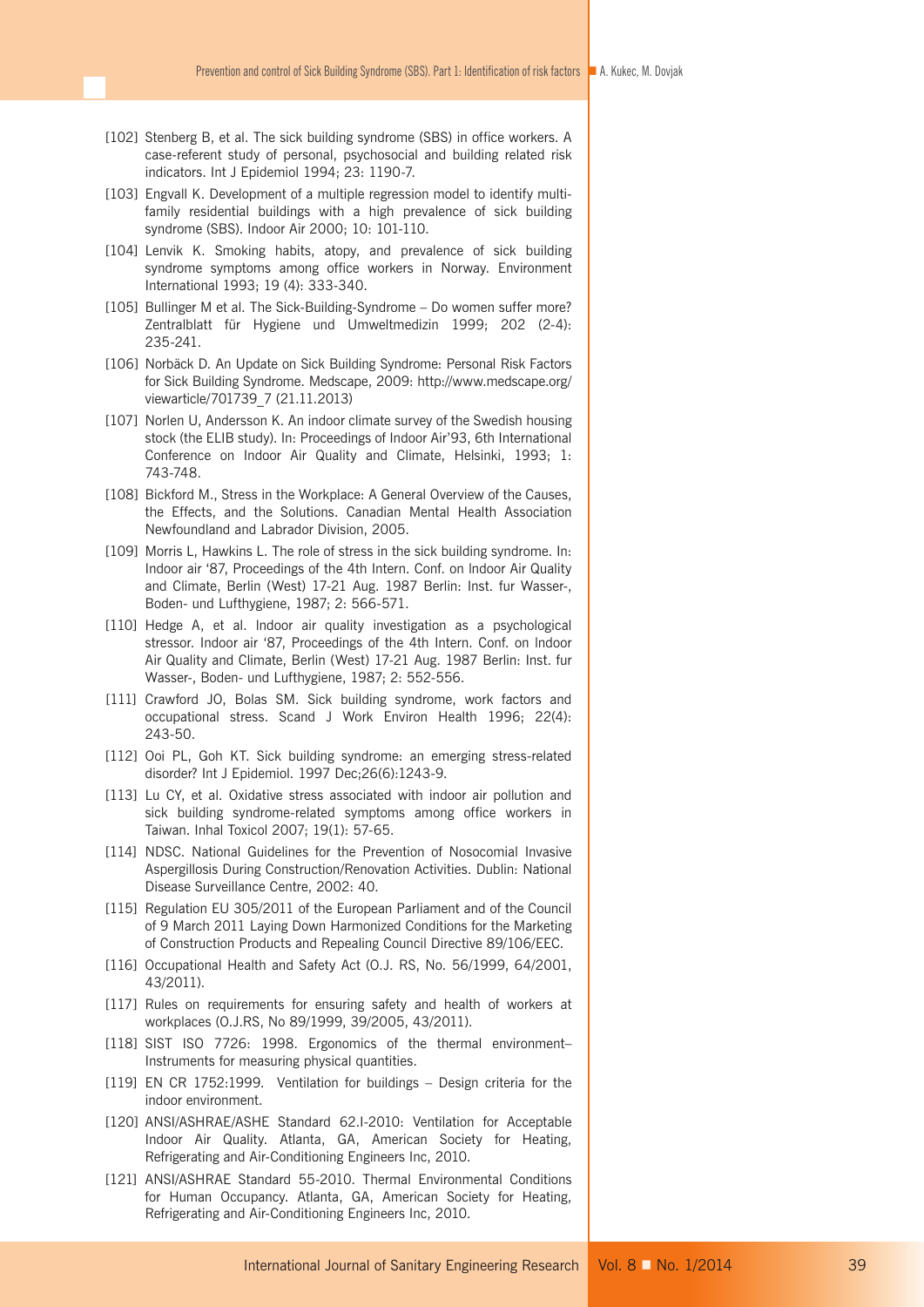[102] Stenberg B, et al. The sick building syndrome (SBS) in office workers. A case-referent study of personal, psychosocial and building related risk indicators. Int J Epidemiol 1994; 23: 1190-7.

[103] Engvall K. Development of a multiple regression model to identify multi-family residential buildings with a high prevalence of sick building syndrome (SBS). Indoor Air 2000; 10: 101-110.

[104] Lenvik K. Smoking habits, atopy, and prevalence of sick building syndrome symptoms among office workers in Norway. Environment International 1993; 19 (4): 333-340.

[105] Bullinger M et al. The Sick-Building-Syndrome – Do women suffer more? Zentralblatt für Hygiene und Umweltmedizin 1999; 202 (2-4): 235-241.

[106] Norbäck D. An Update on Sick Building Syndrome: Personal Risk Factors for Sick Building Syndrome. Medscape, 2009: http://www.medscape.org/viewarticle/701739_7 (21.11.2013)

[107] Norlen U, Andersson K. An indoor climate survey of the Swedish housing stock (the ELIB study). In: Proceedings of Indoor Air'93, 6th International Conference on Indoor Air Quality and Climate, Helsinki, 1993; 1: 743-748.

[108] Bickford M., Stress in the Workplace: A General Overview of the Causes, the Effects, and the Solutions. Canadian Mental Health Association Newfoundland and Labrador Division, 2005.

[109] Morris L, Hawkins L. The role of stress in the sick building syndrome. In: Indoor air '87, Proceedings of the 4th Intern. Conf. on Indoor Air Quality and Climate, Berlin (West) 17-21 Aug. 1987 Berlin: Inst. fur Wasser-, Boden- und Lufthygiene, 1987; 2: 566-571.

[110] Hedge A, et al. Indoor air quality investigation as a psychological stressor. Indoor air '87, Proceedings of the 4th Intern. Conf. on Indoor Air Quality and Climate, Berlin (West) 17-21 Aug. 1987 Berlin: Inst. fur Wasser-, Boden- und Lufthygiene, 1987; 2: 552-556.

[111] Crawford JO, Bolas SM. Sick building syndrome, work factors and occupational stress. Scand J Work Environ Health 1996; 22(4): 243-50.

[112] Ooi PL, Goh KT. Sick building syndrome: an emerging stress-related disorder? Int J Epidemiol. 1997 Dec;26(6):1243-9.

[113] Lu CY, et al. Oxidative stress associated with indoor air pollution and sick building syndrome-related symptoms among office workers in Taiwan. Inhal Toxicol 2007; 19(1): 57-65.

[114] NDSC. National Guidelines for the Prevention of Nosocomial Invasive Aspergillosis During Construction/Renovation Activities. Dublin: National Disease Surveillance Centre, 2002: 40.

[115] Regulation EU 305/2011 of the European Parliament and of the Council of 9 March 2011 Laying Down Harmonized Conditions for the Marketing of Construction Products and Repealing Council Directive 89/106/EEC.

[116] Occupational Health and Safety Act (O.J. RS, No. 56/1999, 64/2001, 43/2011).

[117] Rules on requirements for ensuring safety and health of workers at workplaces (O.J.RS, No 89/1999, 39/2005, 43/2011).

[118] SIST ISO 7726: 1998. Ergonomics of the thermal environment– Instruments for measuring physical quantities.

[119] EN CR 1752:1999. Ventilation for buildings – Design criteria for the indoor environment.

[120] ANSI/ASHRAE/ASHE Standard 62.I-2010: Ventilation for Acceptable Indoor Air Quality. Atlanta, GA, American Society for Heating, Refrigerating and Air-Conditioning Engineers Inc, 2010.

[121] ANSI/ASHRAE Standard 55-2010. Thermal Environmental Conditions for Human Occupancy. Atlanta, GA, American Society for Heating, Refrigerating and Air-Conditioning Engineers Inc, 2010.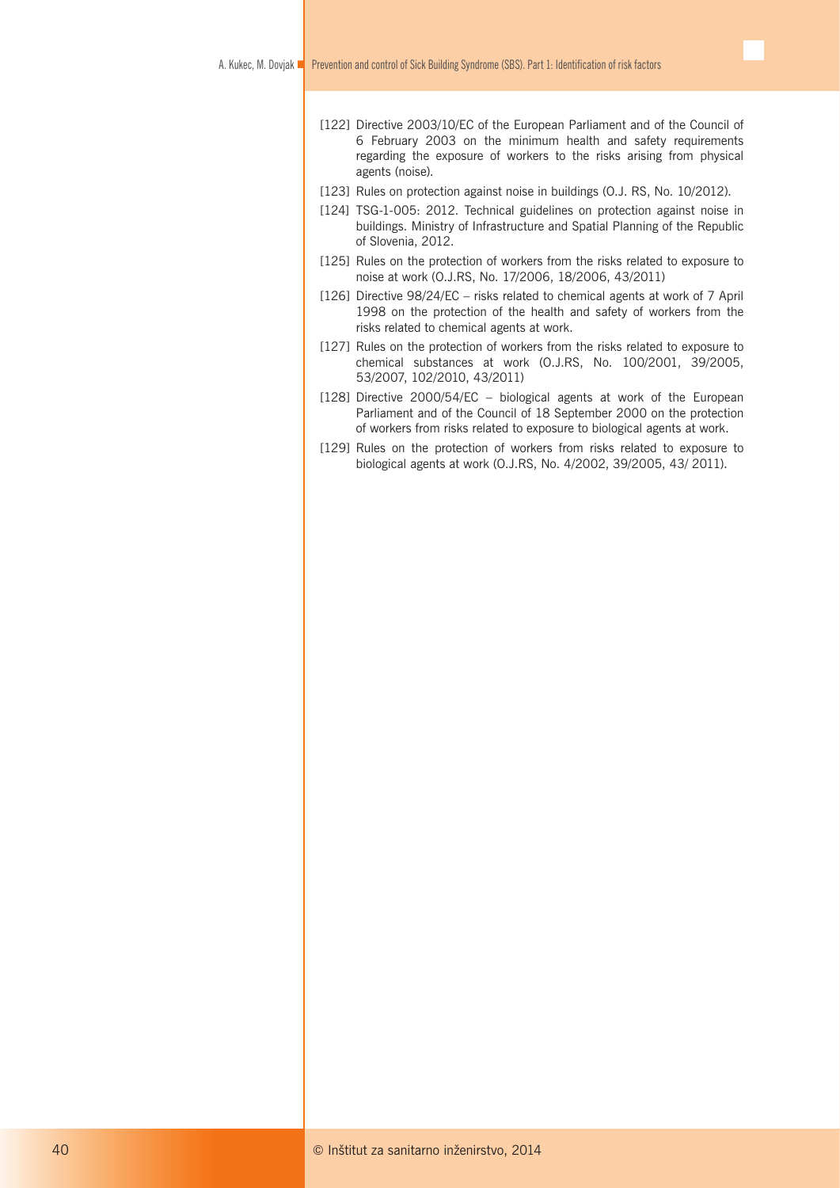[122] Directive 2003/10/EC of the European Parliament and of the Council of 6 February 2003 on the minimum health and safety requirements regarding the exposure of workers to the risks arising from physical agents (noise).

[123] Rules on protection against noise in buildings (O.J. RS, No. 10/2012).

[124] TSG-1-005: 2012. Technical guidelines on protection against noise in buildings. Ministry of Infrastructure and Spatial Planning of the Republic of Slovenia, 2012.

[125] Rules on the protection of workers from the risks related to exposure to noise at work (O.J.RS, No. 17/2006, 18/2006, 43/2011)

[126] Directive 98/24/EC – risks related to chemical agents at work of 7 April 1998 on the protection of the health and safety of workers from the risks related to chemical agents at work.

[127] Rules on the protection of workers from the risks related to exposure to chemical substances at work (O.J.RS, No. 100/2001, 39/2005, 53/2007, 102/2010, 43/2011)

[128] Directive 2000/54/EC – biological agents at work of the European Parliament and of the Council of 18 September 2000 on the protection of workers from risks related to exposure to biological agents at work.

[129] Rules on the protection of workers from risks related to exposure to biological agents at work (O.J.RS, No. 4/2002, 39/2005, 43/ 2011).